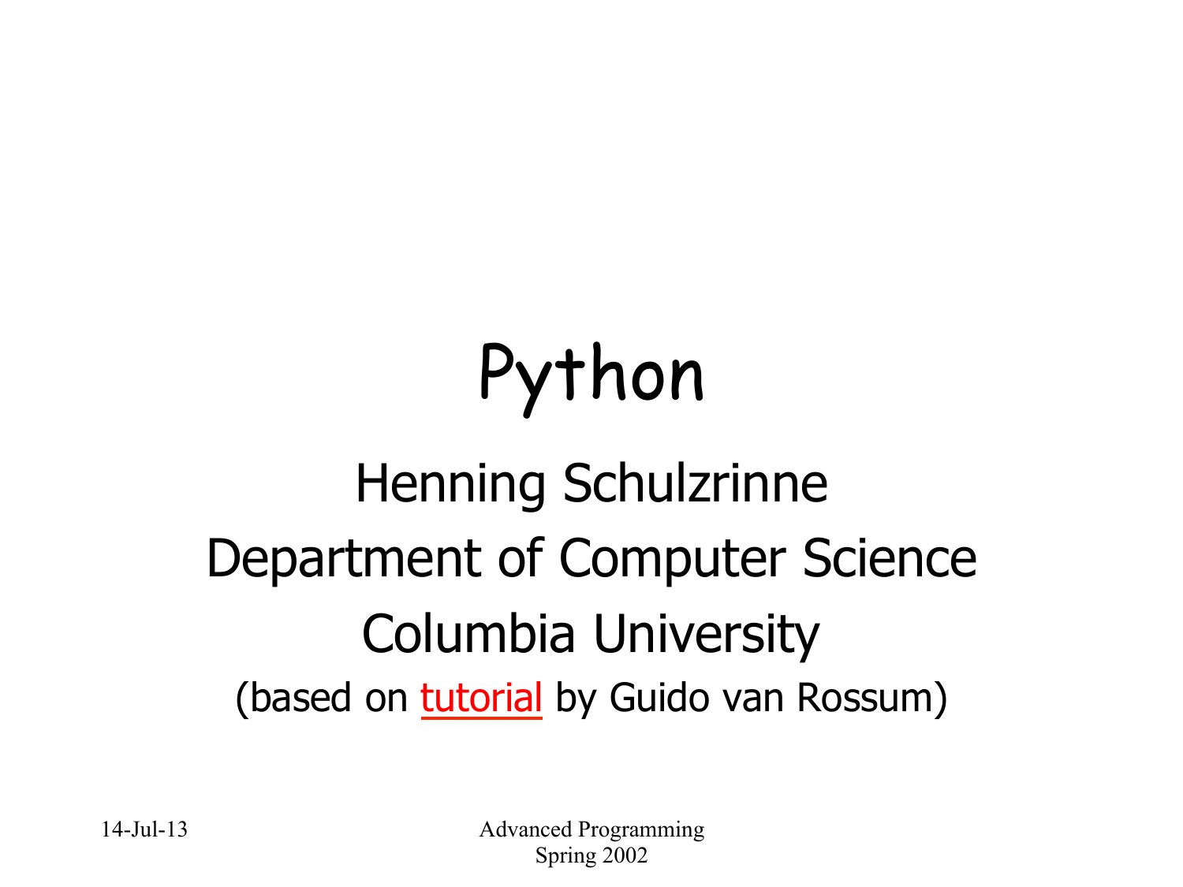# Python

Henning Schulzrinne

Department of Computer Science

Columbia University

(based on tutorial by Guido van Rossum)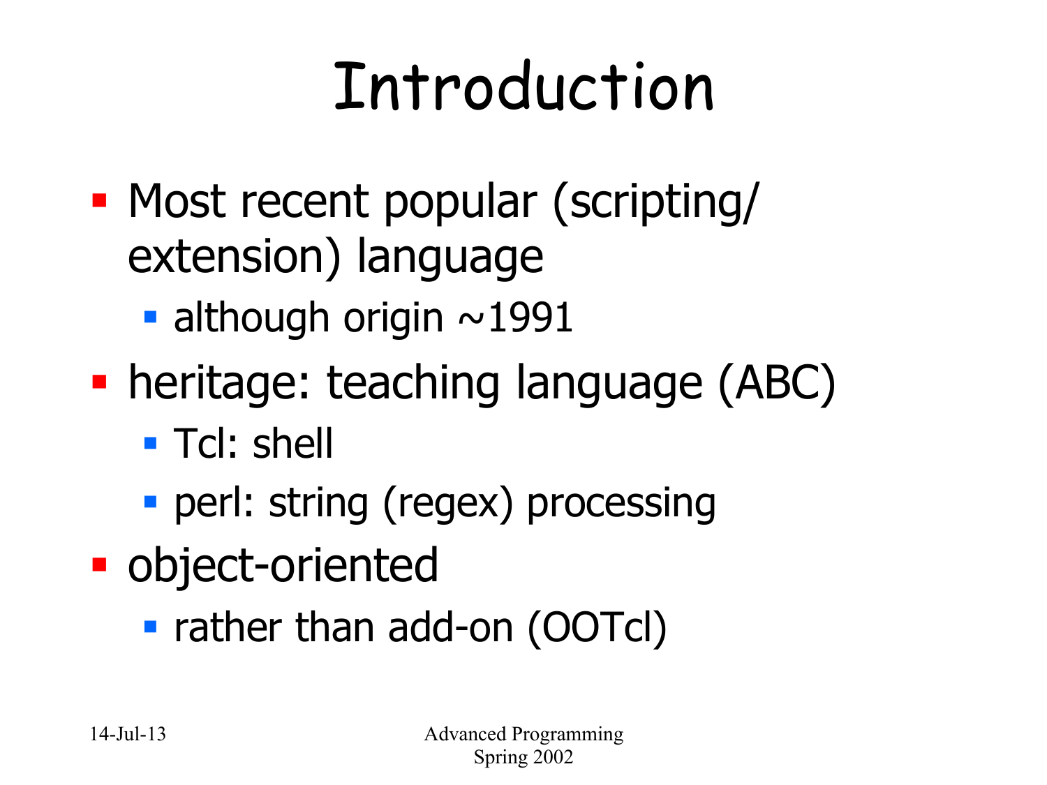# Introduction

- Most recent popular (scripting/ extension) language
  - although origin ~1991
- heritage: teaching language (ABC)
  - Tcl: shell
  - perl: string (regex) processing
- object-oriented
  - rather than add-on (OOTcl)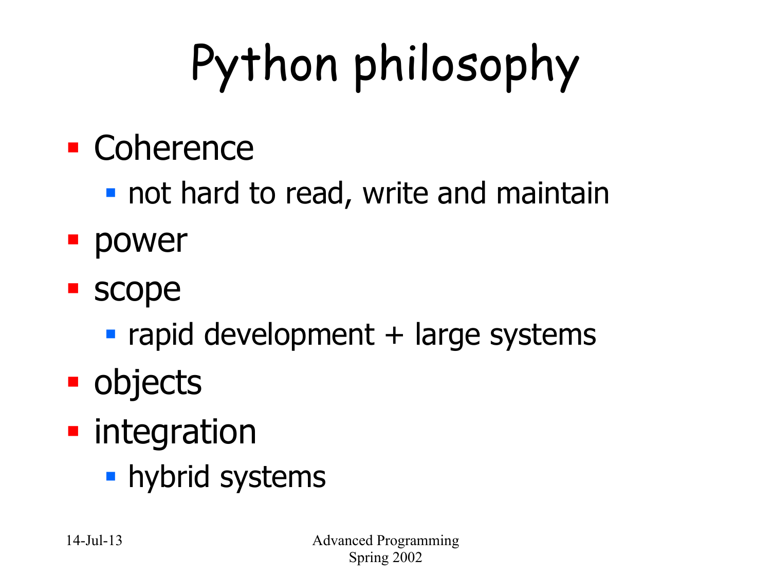# Python philosophy

- Coherence
  - not hard to read, write and maintain
- power
- scope
  - rapid development + large systems
- objects
- integration
  - hybrid systems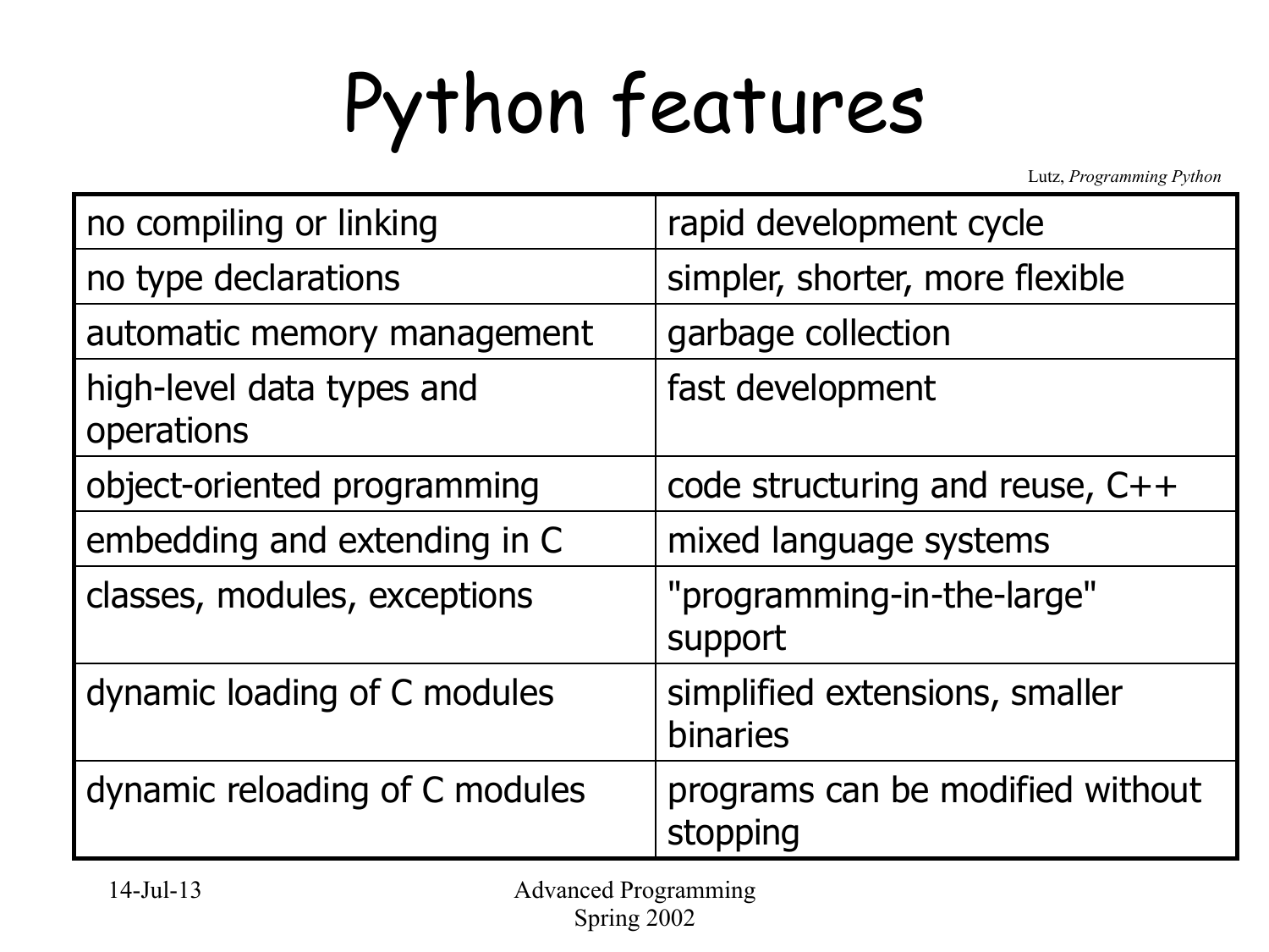# Python features

Lutz, *Programming Python*

| | |
|---|---|
| no compiling or linking | rapid development cycle |
| no type declarations | simpler, shorter, more flexible |
| automatic memory management | garbage collection |
| high-level data types and operations | fast development |
| object-oriented programming | code structuring and reuse, C++ |
| embedding and extending in C | mixed language systems |
| classes, modules, exceptions | "programming-in-the-large" support |
| dynamic loading of C modules | simplified extensions, smaller binaries |
| dynamic reloading of C modules | programs can be modified without stopping |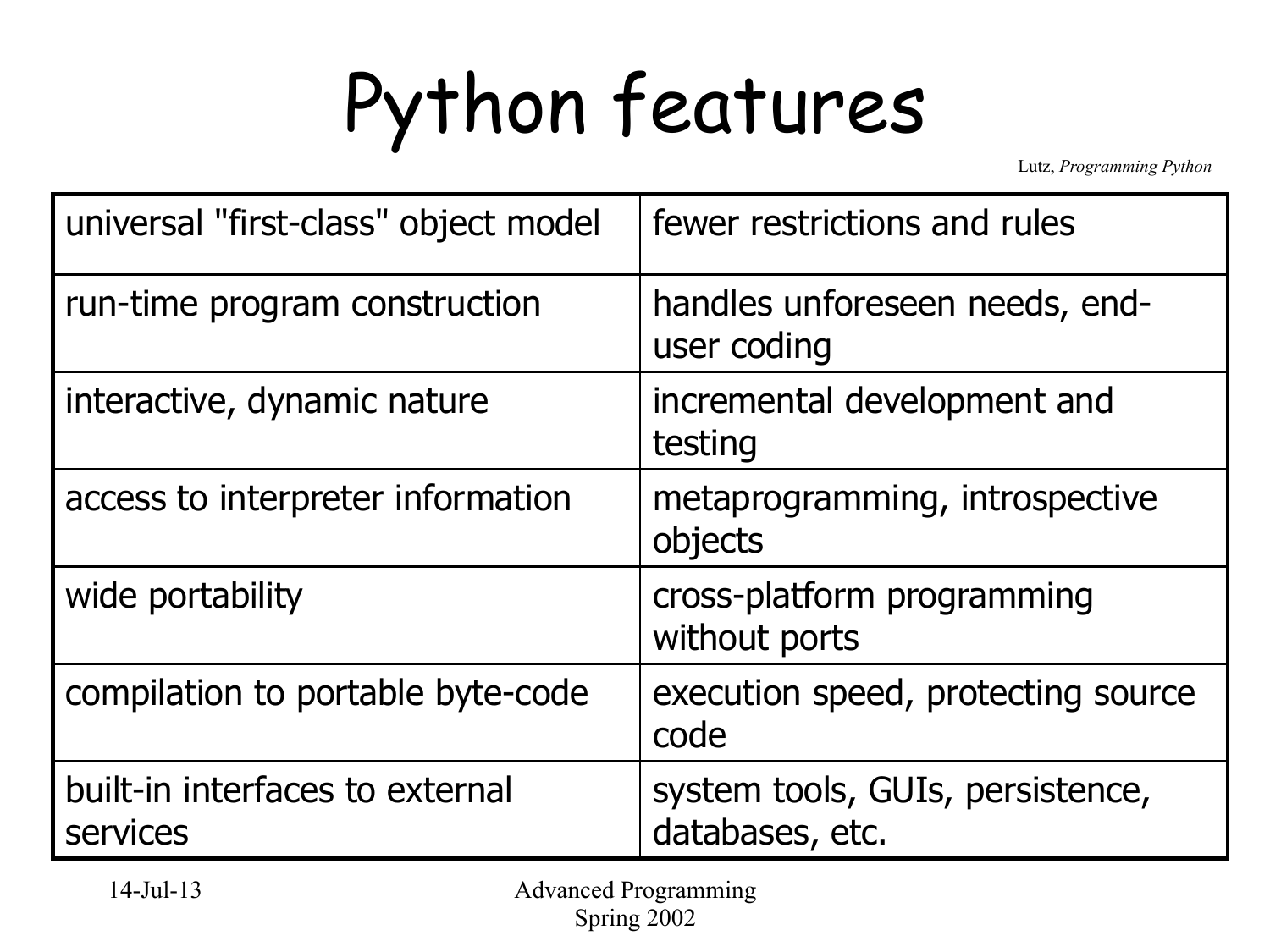# Python features

Lutz, *Programming Python*

| | |
|---|---|
| universal "first-class" object model | fewer restrictions and rules |
| run-time program construction | handles unforeseen needs, end-user coding |
| interactive, dynamic nature | incremental development and testing |
| access to interpreter information | metaprogramming, introspective objects |
| wide portability | cross-platform programming without ports |
| compilation to portable byte-code | execution speed, protecting source code |
| built-in interfaces to external services | system tools, GUIs, persistence, databases, etc. |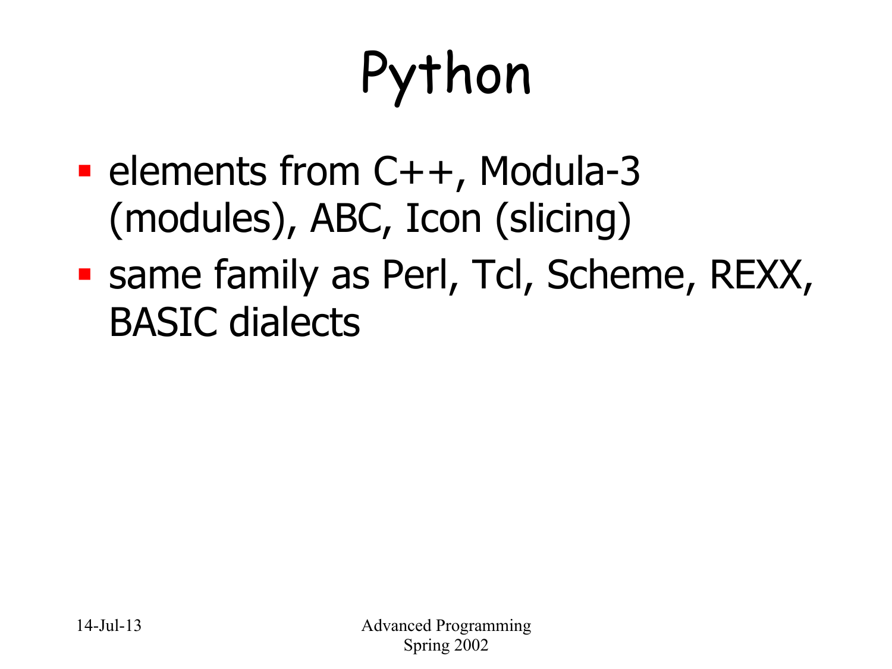# Python

- elements from C++, Modula-3 (modules), ABC, Icon (slicing)
- same family as Perl, Tcl, Scheme, REXX, BASIC dialects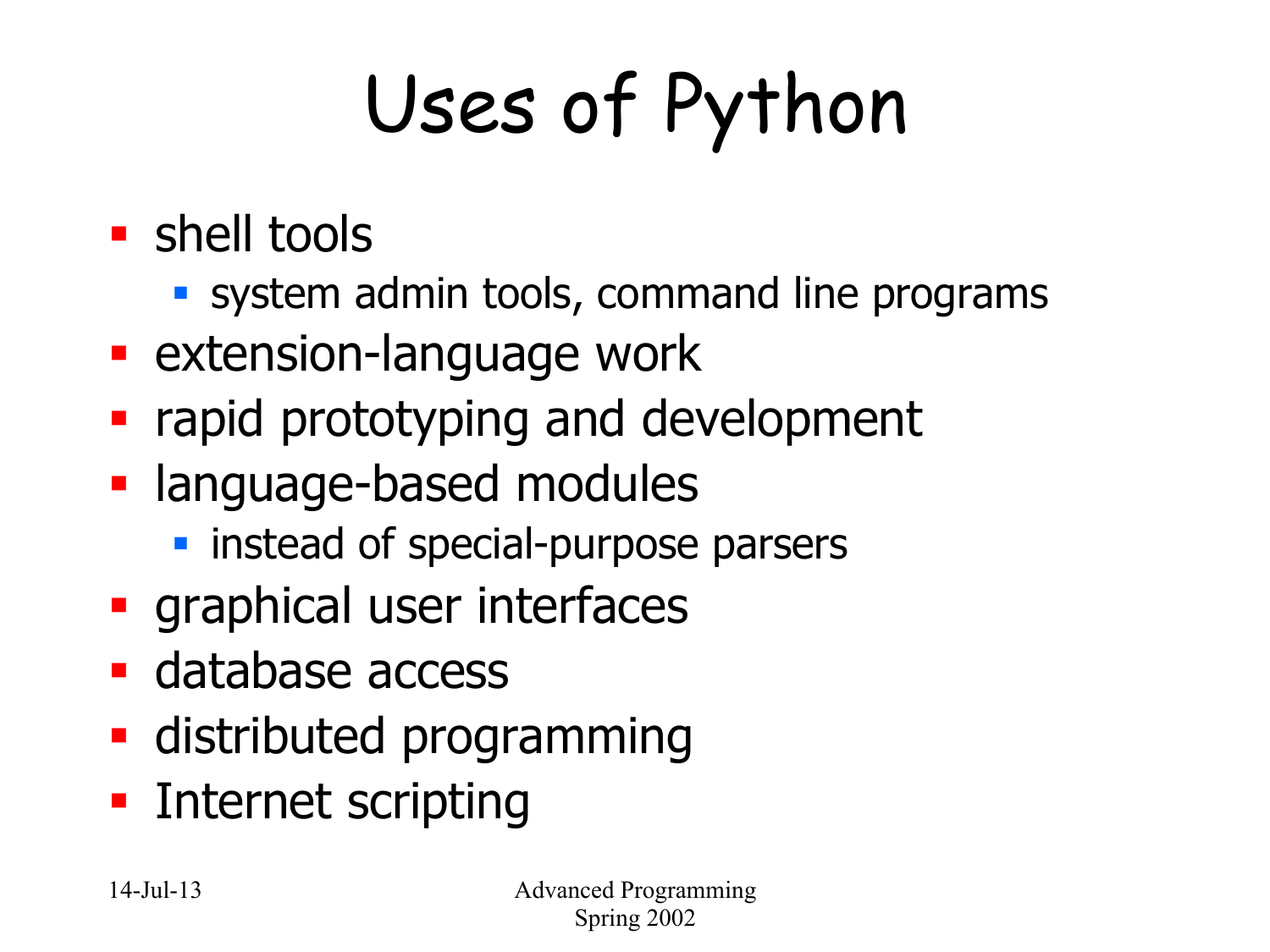# Uses of Python

- shell tools
  - system admin tools, command line programs
- extension-language work
- rapid prototyping and development
- language-based modules
  - instead of special-purpose parsers
- graphical user interfaces
- database access
- distributed programming
- Internet scripting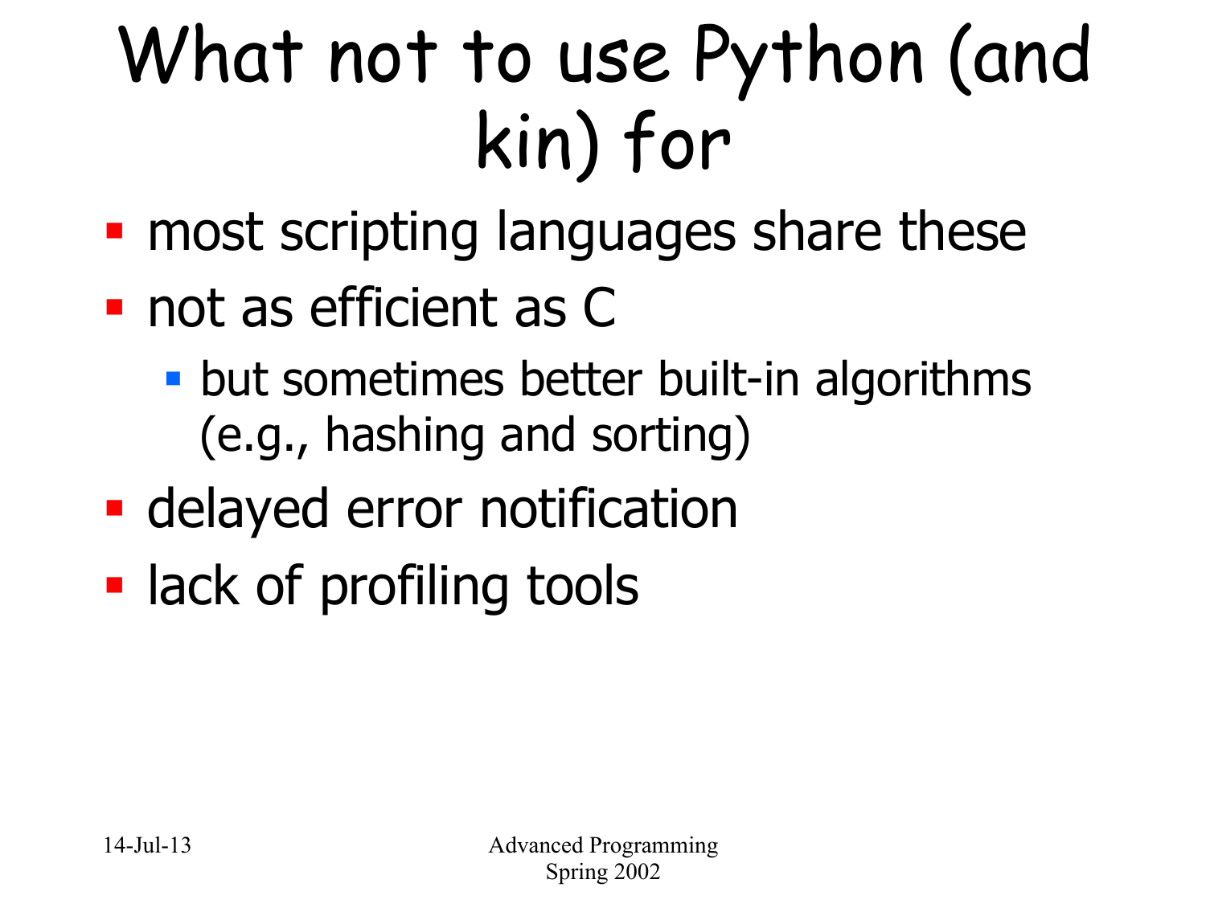# What not to use Python (and kin) for

- most scripting languages share these
- not as efficient as C
  - but sometimes better built-in algorithms (e.g., hashing and sorting)
- delayed error notification
- lack of profiling tools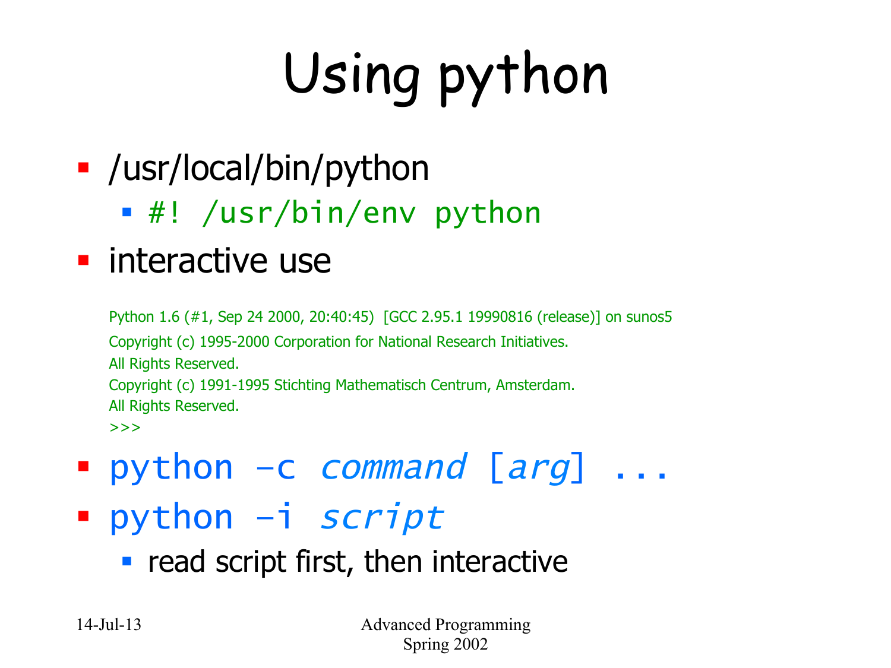# Using python

- /usr/local/bin/python
  - `#! /usr/bin/env python`
- interactive use

```
Python 1.6 (#1, Sep 24 2000, 20:40:45)  [GCC 2.95.1 19990816 (release)] on sunos5
Copyright (c) 1995-2000 Corporation for National Research Initiatives.
All Rights Reserved.
Copyright (c) 1991-1995 Stichting Mathematisch Centrum, Amsterdam.
All Rights Reserved.
>>>
```

- `python –c` *`command`* `[`*`arg`*`] ...`
- `python –i` *`script`*
  - read script first, then interactive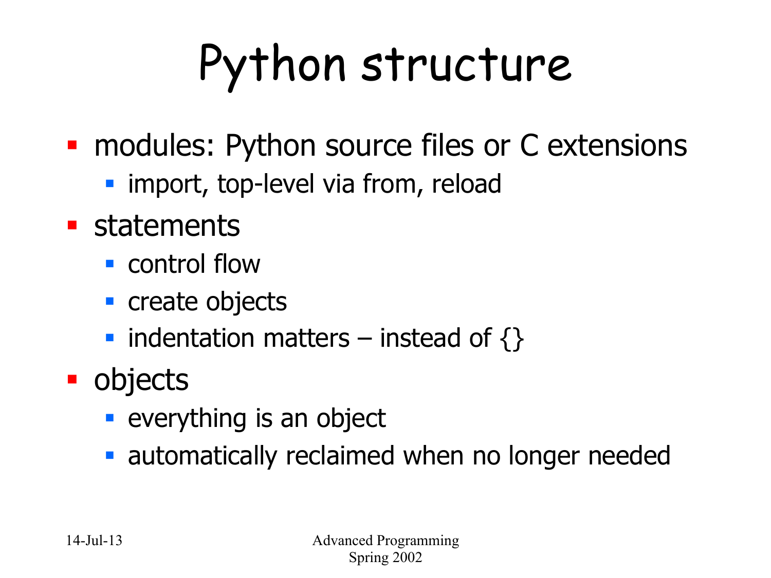# Python structure

- modules: Python source files or C extensions
  - import, top-level via from, reload
- statements
  - control flow
  - create objects
  - indentation matters – instead of {}
- objects
  - everything is an object
  - automatically reclaimed when no longer needed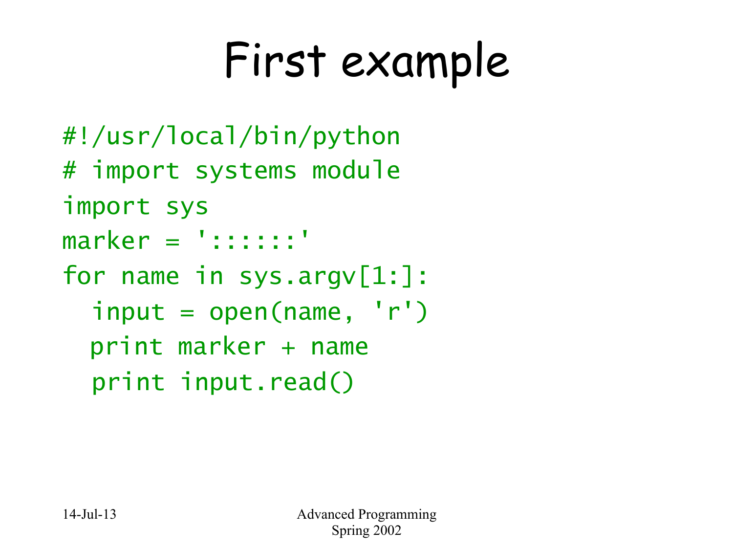# First example

```
#!/usr/local/bin/python
# import systems module
import sys
marker = '::::::'
for name in sys.argv[1:]:
  input = open(name, 'r')
  print marker + name
  print input.read()
```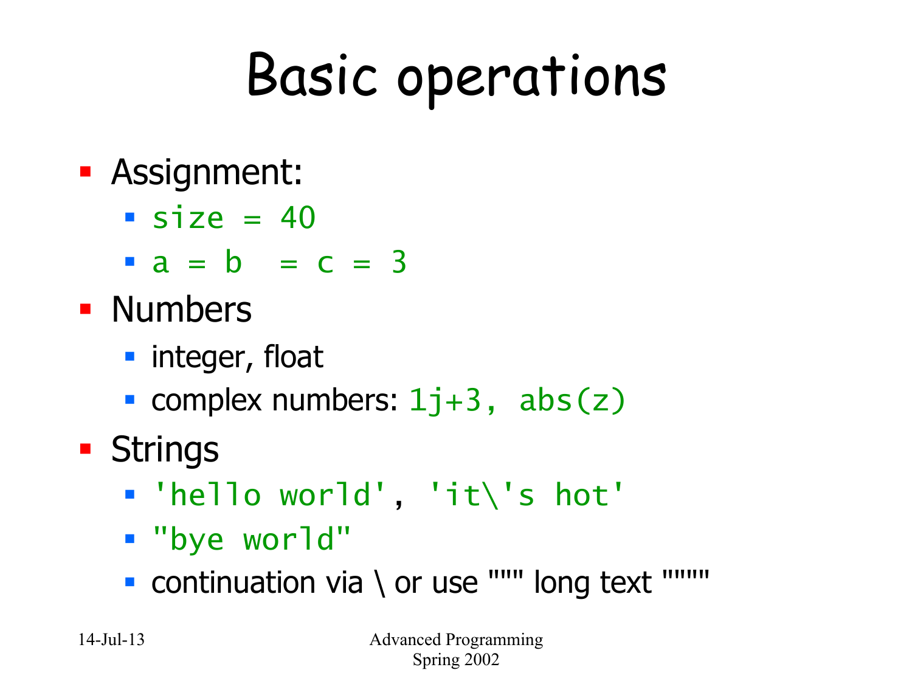# Basic operations

- Assignment:
  - `size = 40`
  - `a = b  = c = 3`
- Numbers
  - integer, float
  - complex numbers: `1j+3, abs(z)`
- Strings
  - `'hello world', 'it\'s hot'`
  - `"bye world"`
  - continuation via \ or use """ long text """"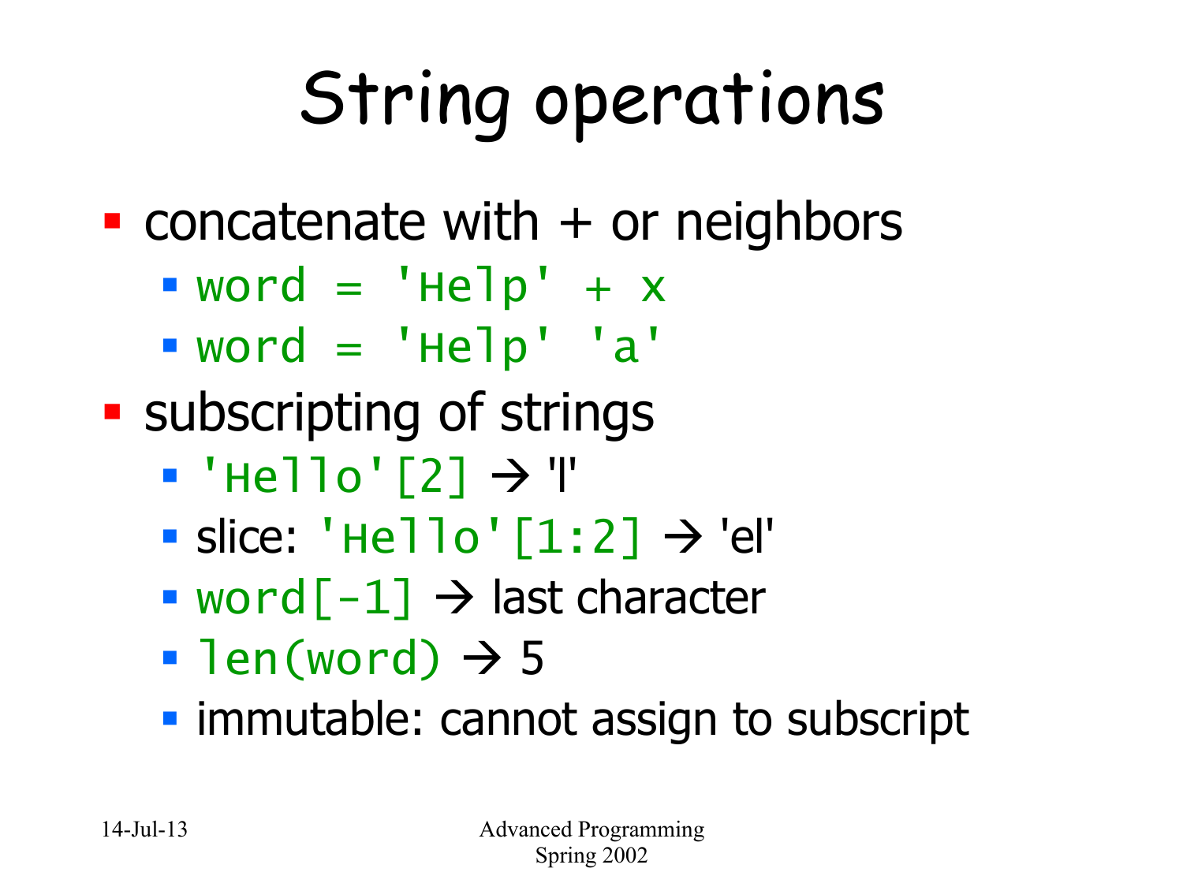# String operations

- concatenate with + or neighbors
  - `word = 'Help' + x`
  - `word = 'Help' 'a'`
- subscripting of strings
  - `'Hello'[2]` → 'l'
  - slice: `'Hello'[1:2]` → 'el'
  - `word[-1]` → last character
  - `len(word)` → 5
  - immutable: cannot assign to subscript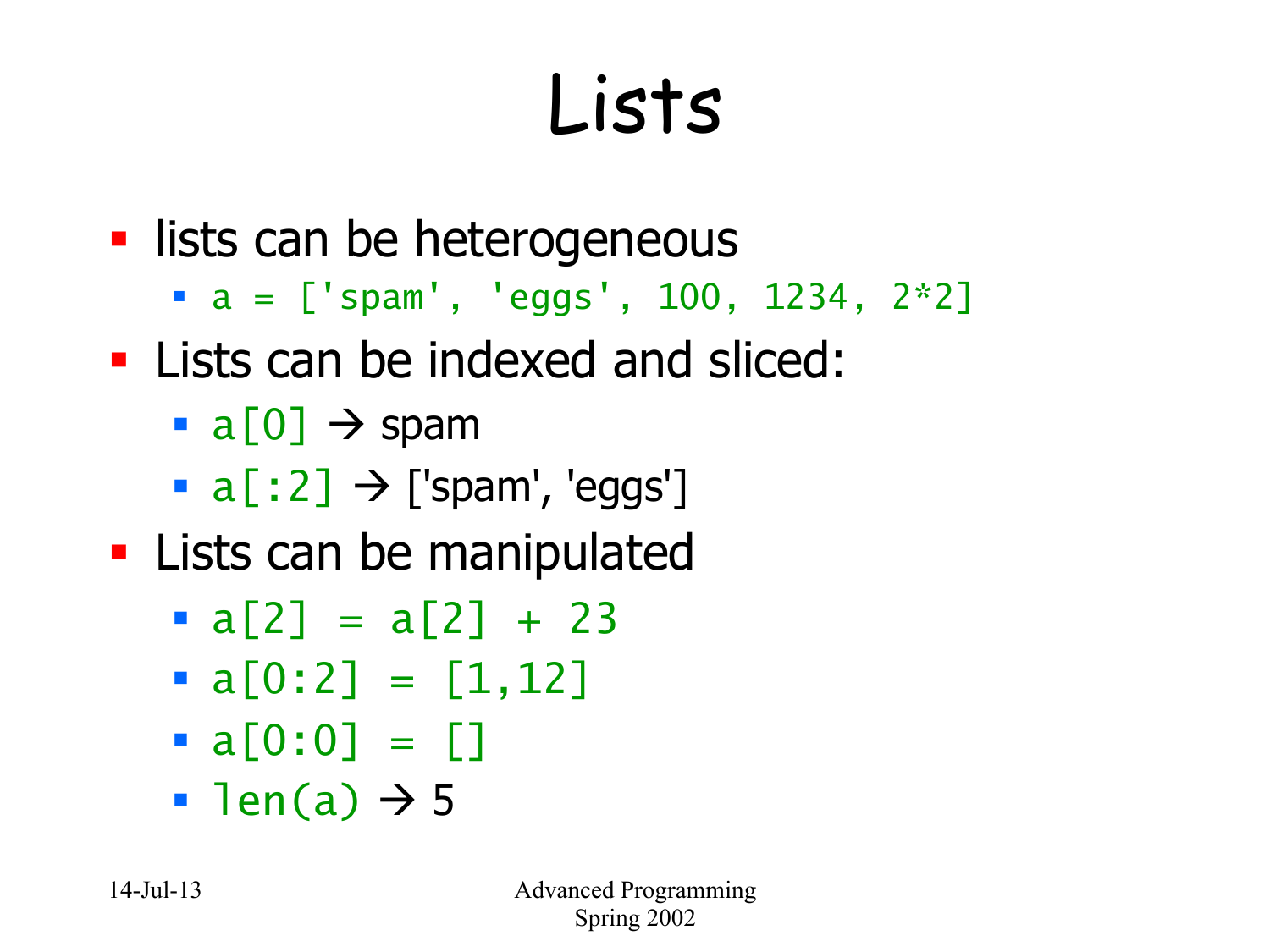# Lists

- lists can be heterogeneous
  - `a = ['spam', 'eggs', 100, 1234, 2*2]`
- Lists can be indexed and sliced:
  - `a[0]` → spam
  - `a[:2]` → ['spam', 'eggs']
- Lists can be manipulated
  - `a[2] = a[2] + 23`
  - `a[0:2] = [1,12]`
  - `a[0:0] = []`
  - `len(a)` → 5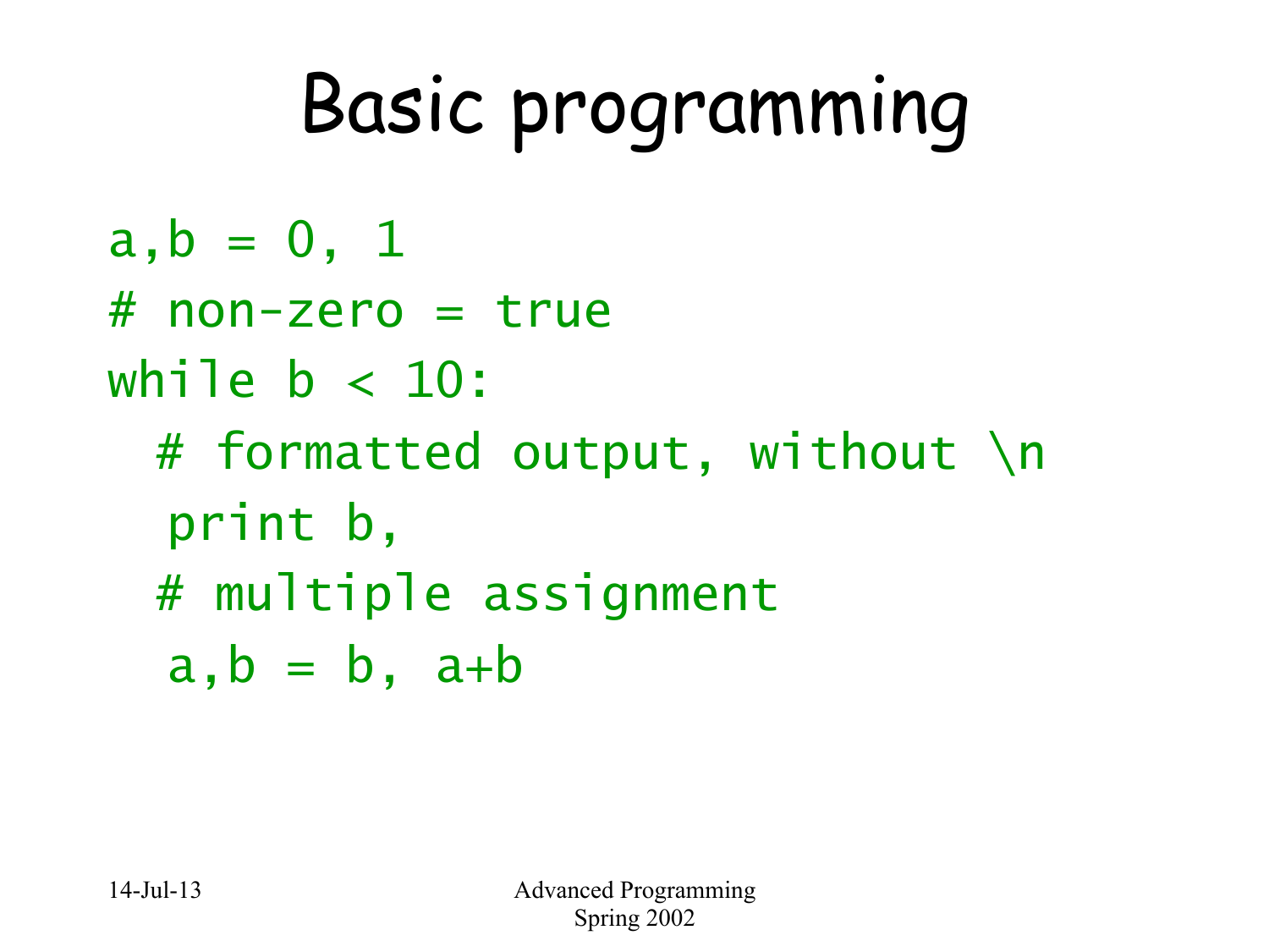# Basic programming

```
a,b = 0, 1
# non-zero = true
while b < 10:
  # formatted output, without \n
  print b,
  # multiple assignment
  a,b = b, a+b
```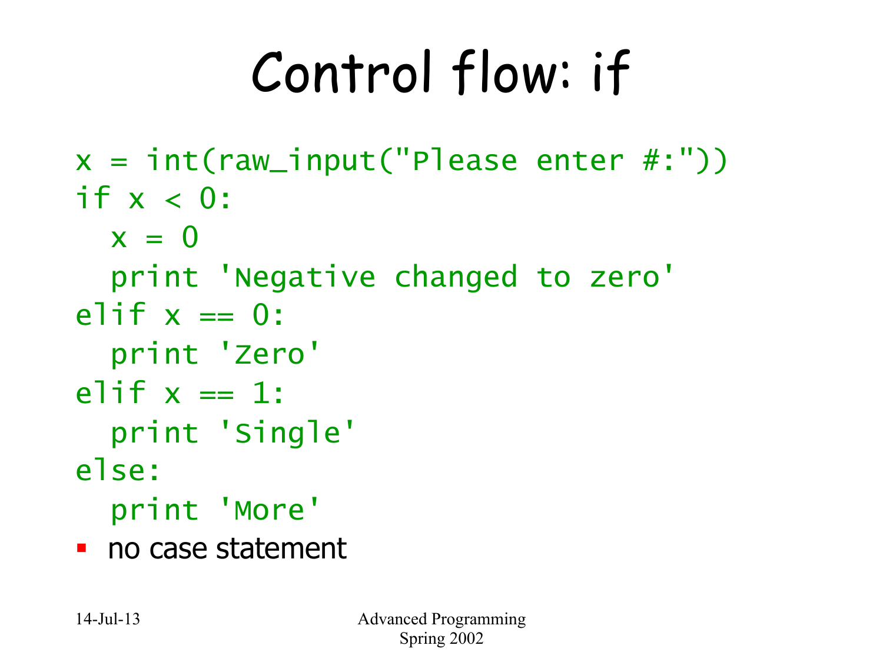# Control flow: if

```
x = int(raw_input("Please enter #:"))
if x < 0:
  x = 0
  print 'Negative changed to zero'
elif x == 0:
  print 'Zero'
elif x == 1:
  print 'Single'
else:
  print 'More'
```

- no case statement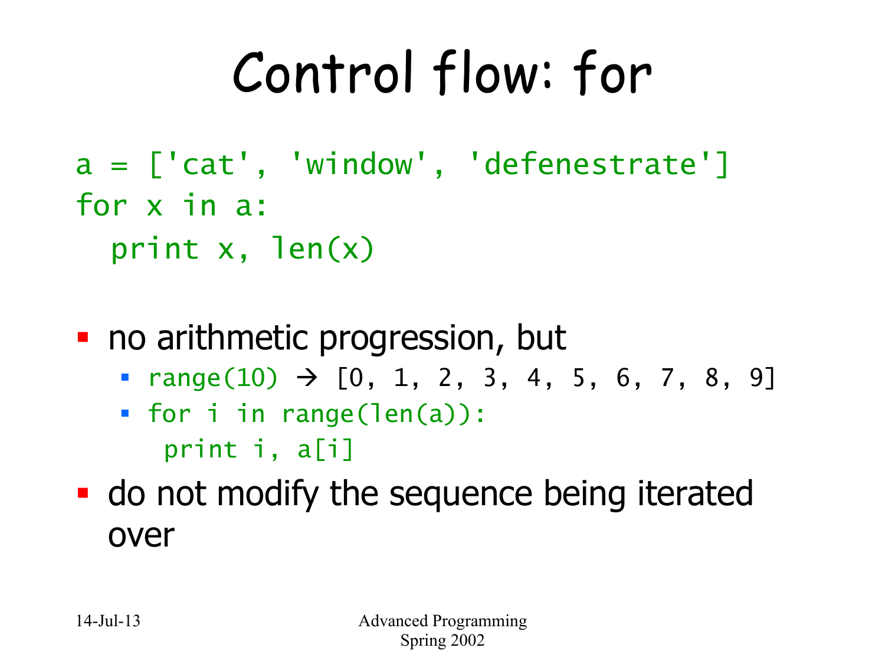# Control flow: for

```
a = ['cat', 'window', 'defenestrate']
for x in a:
  print x, len(x)
```

- no arithmetic progression, but
  - `range(10)` → `[0, 1, 2, 3, 4, 5, 6, 7, 8, 9]`
  - ```
    for i in range(len(a)):
      print i, a[i]
    ```
- do not modify the sequence being iterated over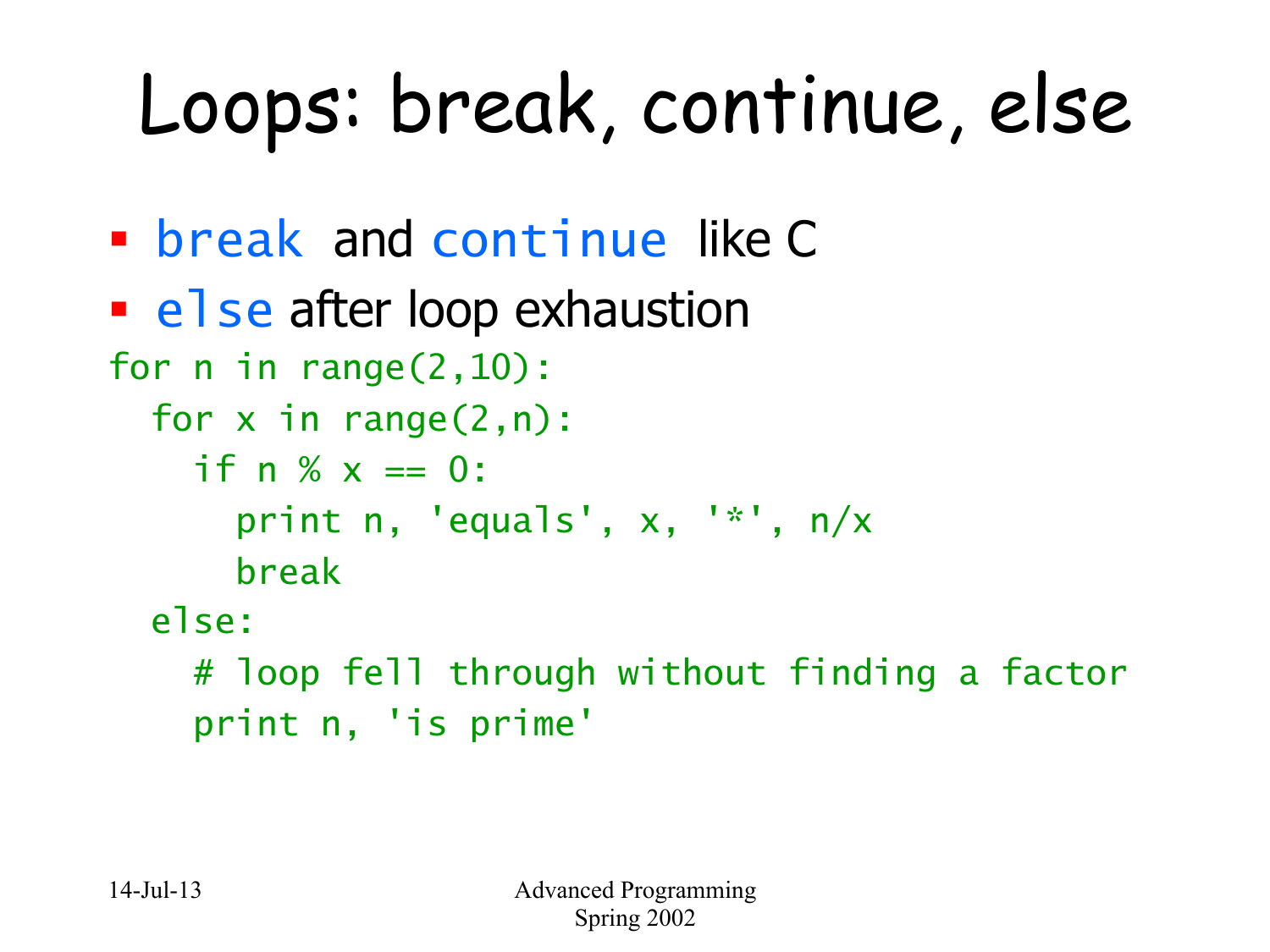# Loops: break, continue, else

- break and continue like C
- else after loop exhaustion

```
for n in range(2,10):
  for x in range(2,n):
    if n % x == 0:
      print n, 'equals', x, '*', n/x
      break
  else:
    # loop fell through without finding a factor
    print n, 'is prime'
```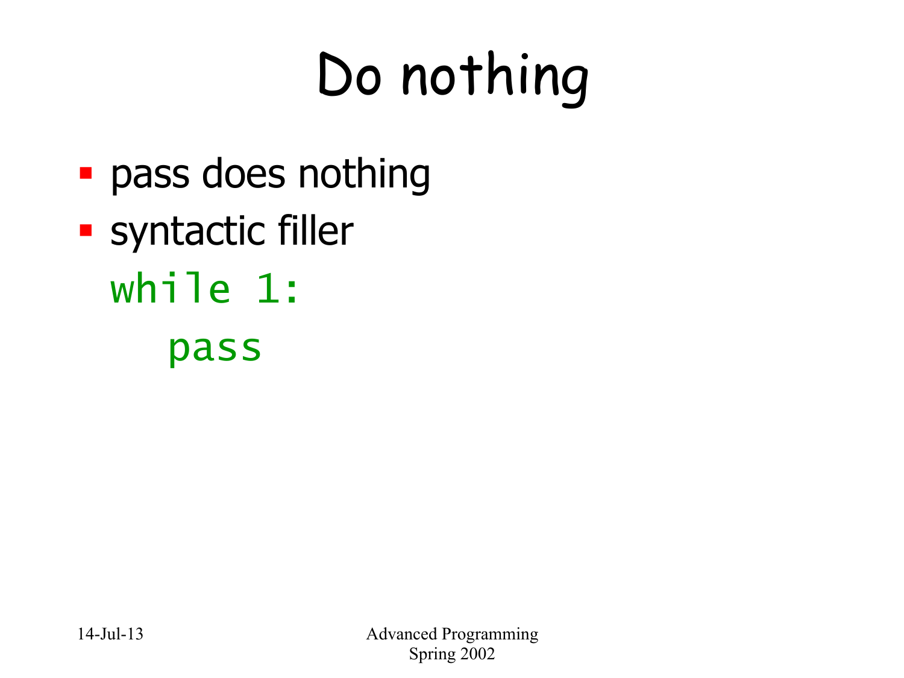# Do nothing

- pass does nothing
- syntactic filler

```
while 1:
    pass
```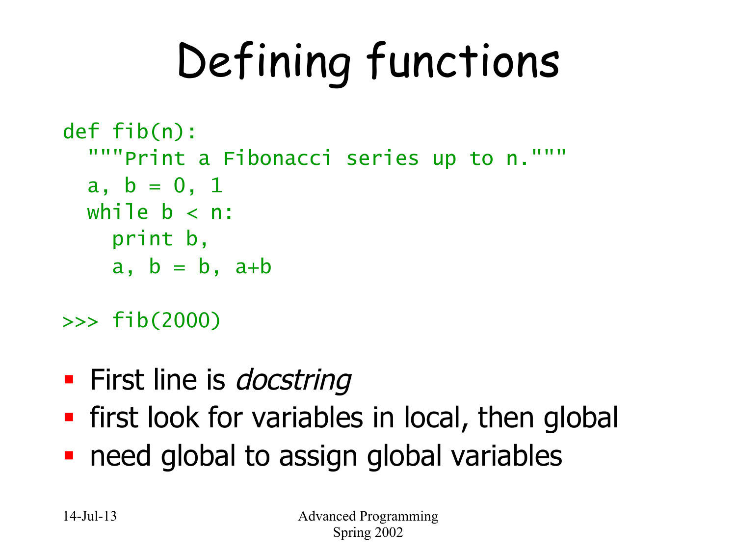# Defining functions

```
def fib(n):
  """Print a Fibonacci series up to n."""
  a, b = 0, 1
  while b < n:
    print b,
    a, b = b, a+b
```

```
>>> fib(2000)
```

- First line is *docstring*
- first look for variables in local, then global
- need global to assign global variables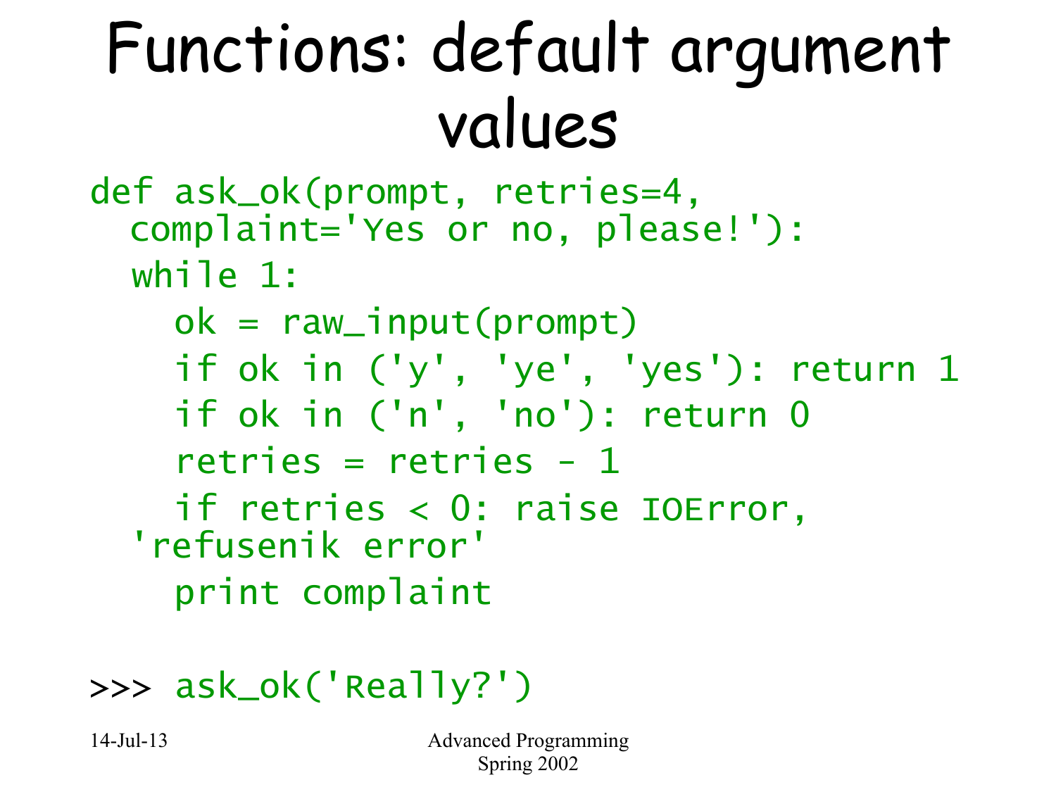# Functions: default argument values

```
def ask_ok(prompt, retries=4,
  complaint='Yes or no, please!'):
  while 1:
    ok = raw_input(prompt)
    if ok in ('y', 'ye', 'yes'): return 1
    if ok in ('n', 'no'): return 0
    retries = retries - 1
    if retries < 0: raise IOError,
  'refusenik error'
    print complaint

>>> ask_ok('Really?')
```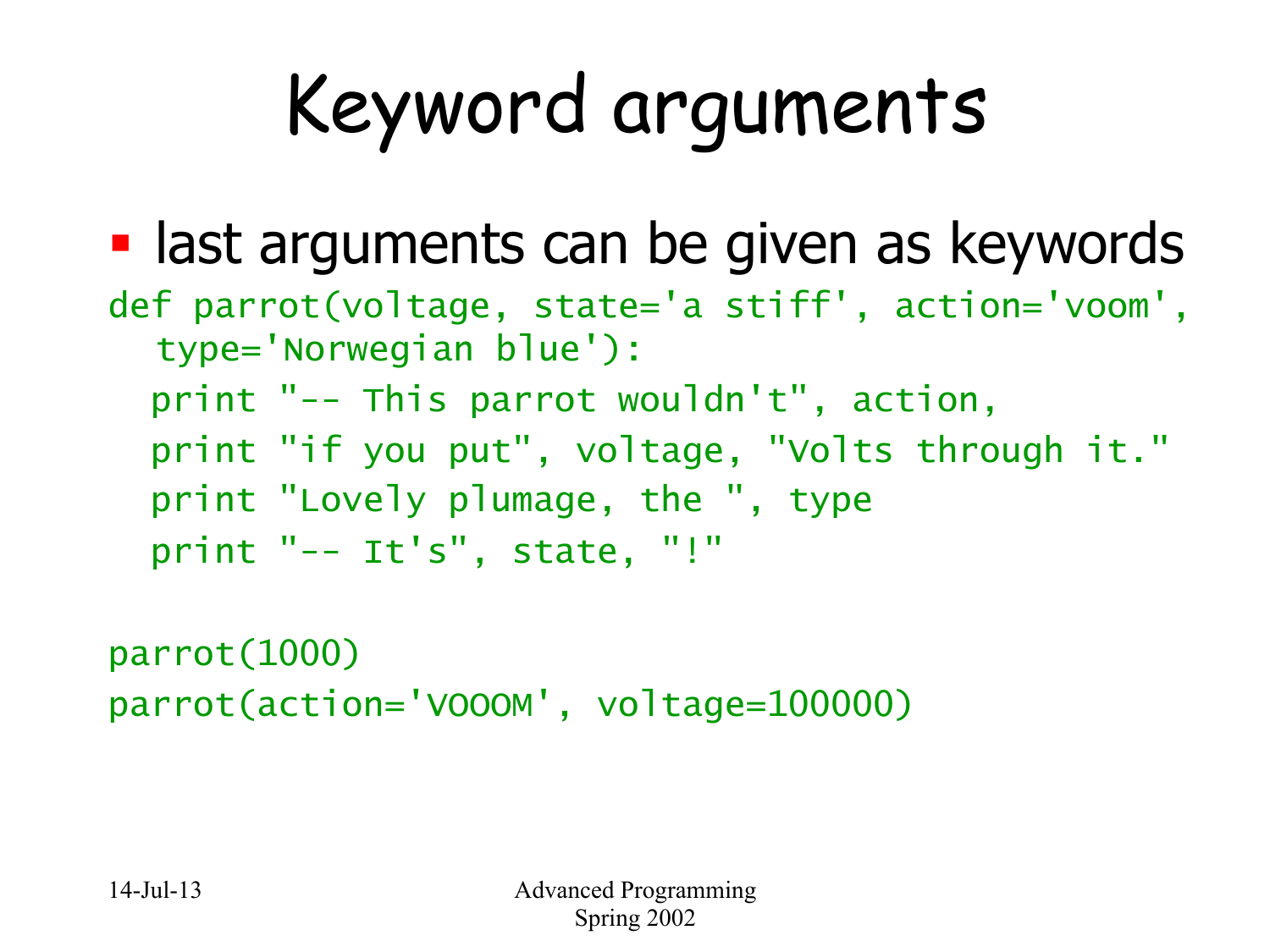# Keyword arguments

- last arguments can be given as keywords

```
def parrot(voltage, state='a stiff', action='voom',
  type='Norwegian blue'):
  print "-- This parrot wouldn't", action,
  print "if you put", voltage, "Volts through it."
  print "Lovely plumage, the ", type
  print "-- It's", state, "!"

parrot(1000)
parrot(action='VOOOM', voltage=100000)
```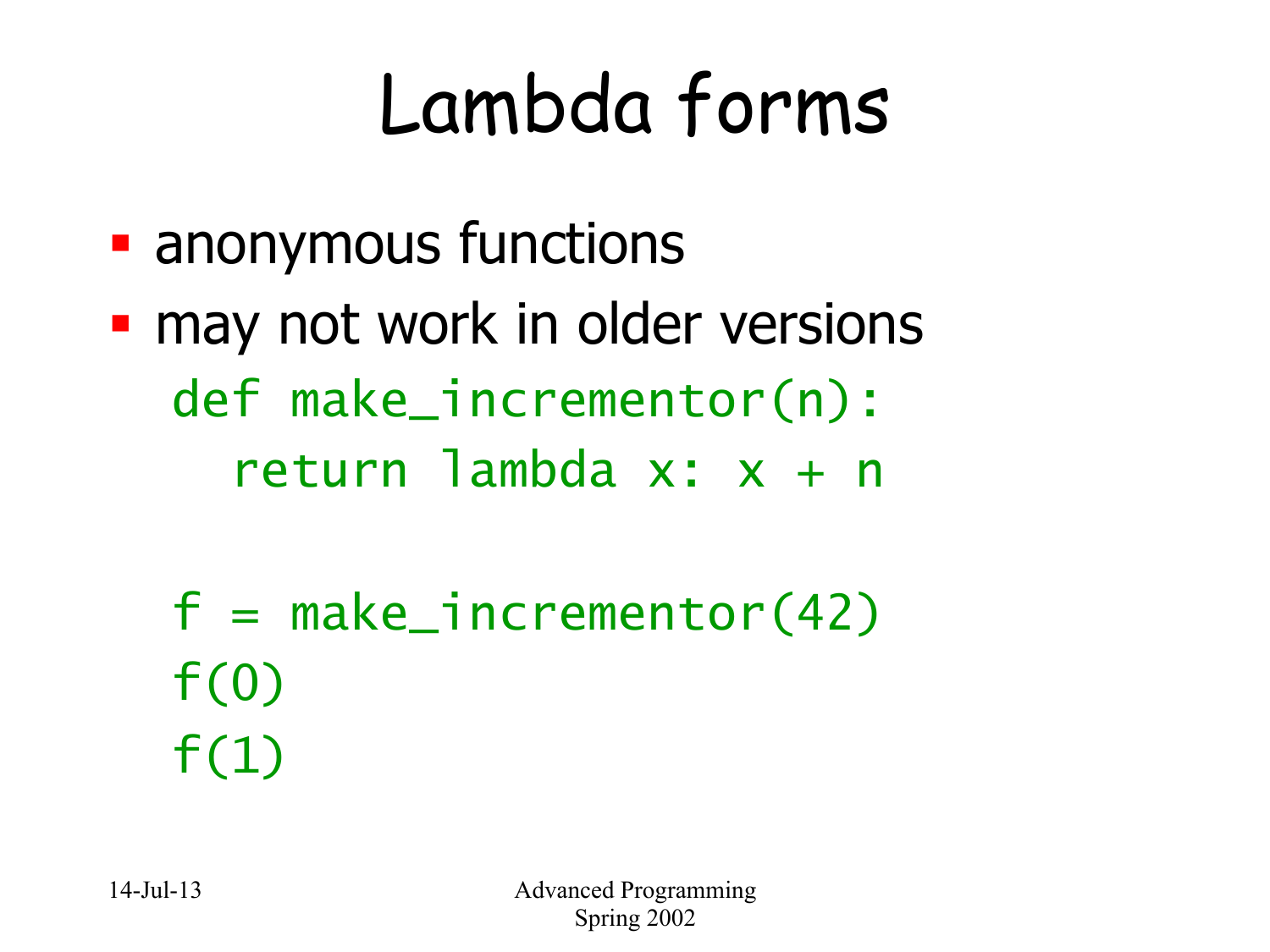# Lambda forms

- anonymous functions
- may not work in older versions

```
def make_incrementor(n):
  return lambda x: x + n

f = make_incrementor(42)
f(0)
f(1)
```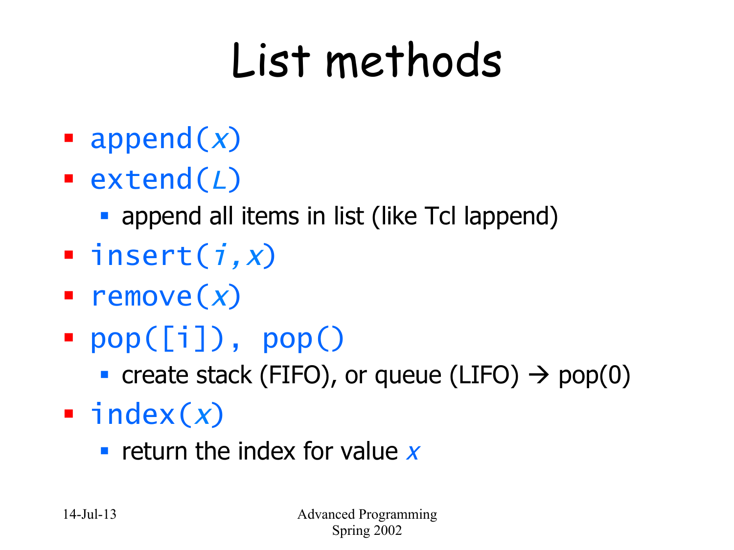# List methods

- `append(x)`
- `extend(L)`
  - append all items in list (like Tcl lappend)
- `insert(i,x)`
- `remove(x)`
- `pop([i]), pop()`
  - create stack (FIFO), or queue (LIFO) → pop(0)
- `index(x)`
  - return the index for value *x*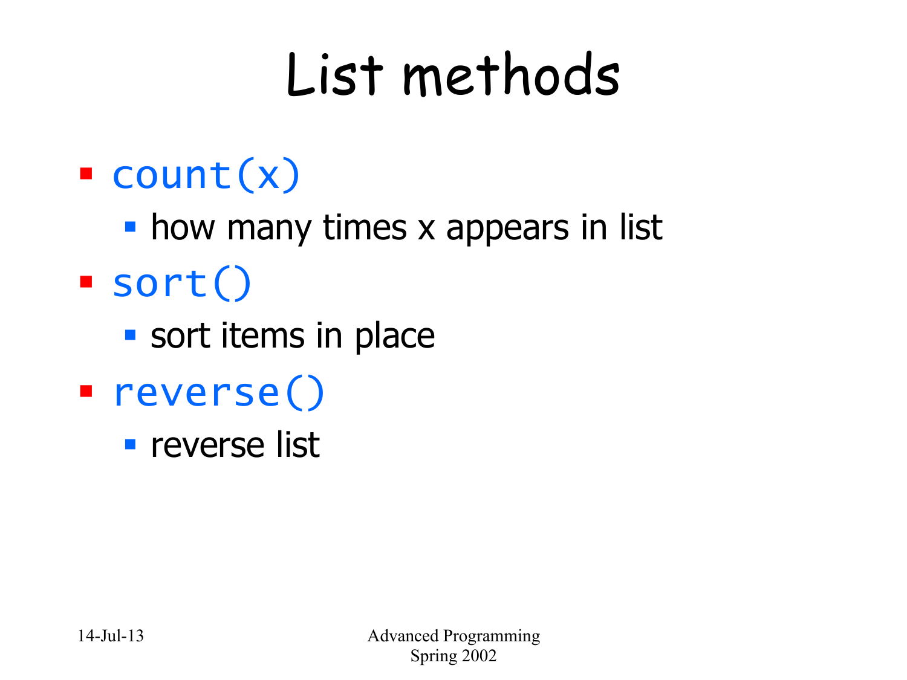# List methods

- `count(x)`
  - how many times x appears in list
- `sort()`
  - sort items in place
- `reverse()`
  - reverse list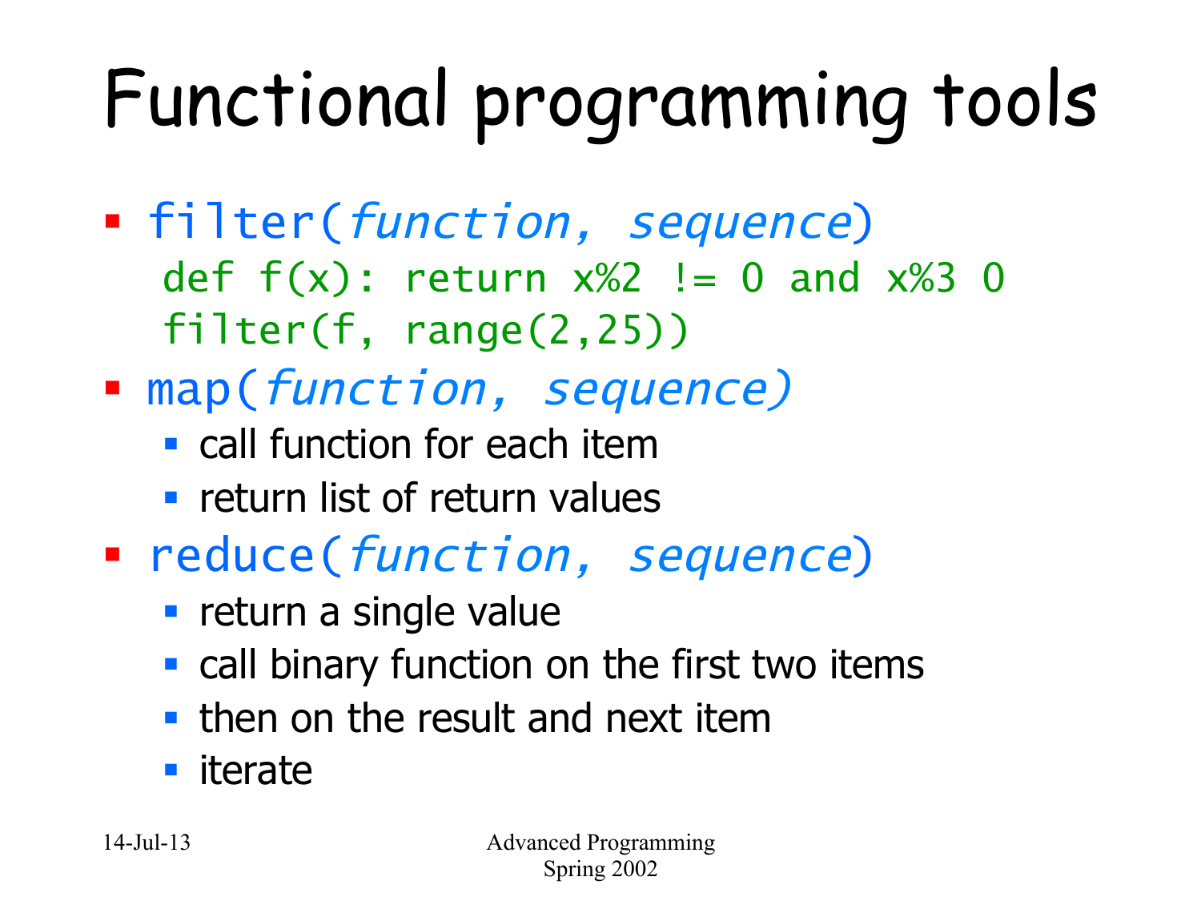# Functional programming tools

- `filter(function, sequence)`

  ```
  def f(x): return x%2 != 0 and x%3 0
  filter(f, range(2,25))
  ```

- `map(function, sequence)`
  - call function for each item
  - return list of return values
- `reduce(function, sequence)`
  - return a single value
  - call binary function on the first two items
  - then on the result and next item
  - iterate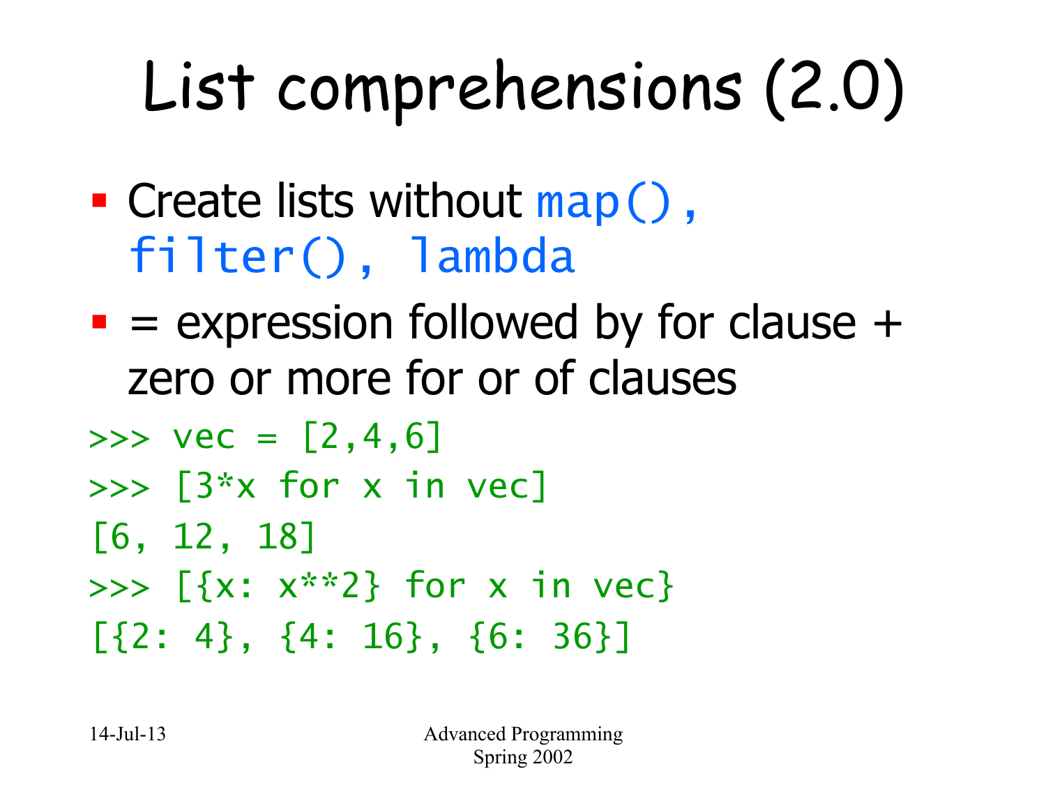# List comprehensions (2.0)

- Create lists without `map()`, `filter()`, `lambda`
- = expression followed by for clause + zero or more for or of clauses

```
>>> vec = [2,4,6]
>>> [3*x for x in vec]
[6, 12, 18]
>>> [{x: x**2} for x in vec}
[{2: 4}, {4: 16}, {6: 36}]
```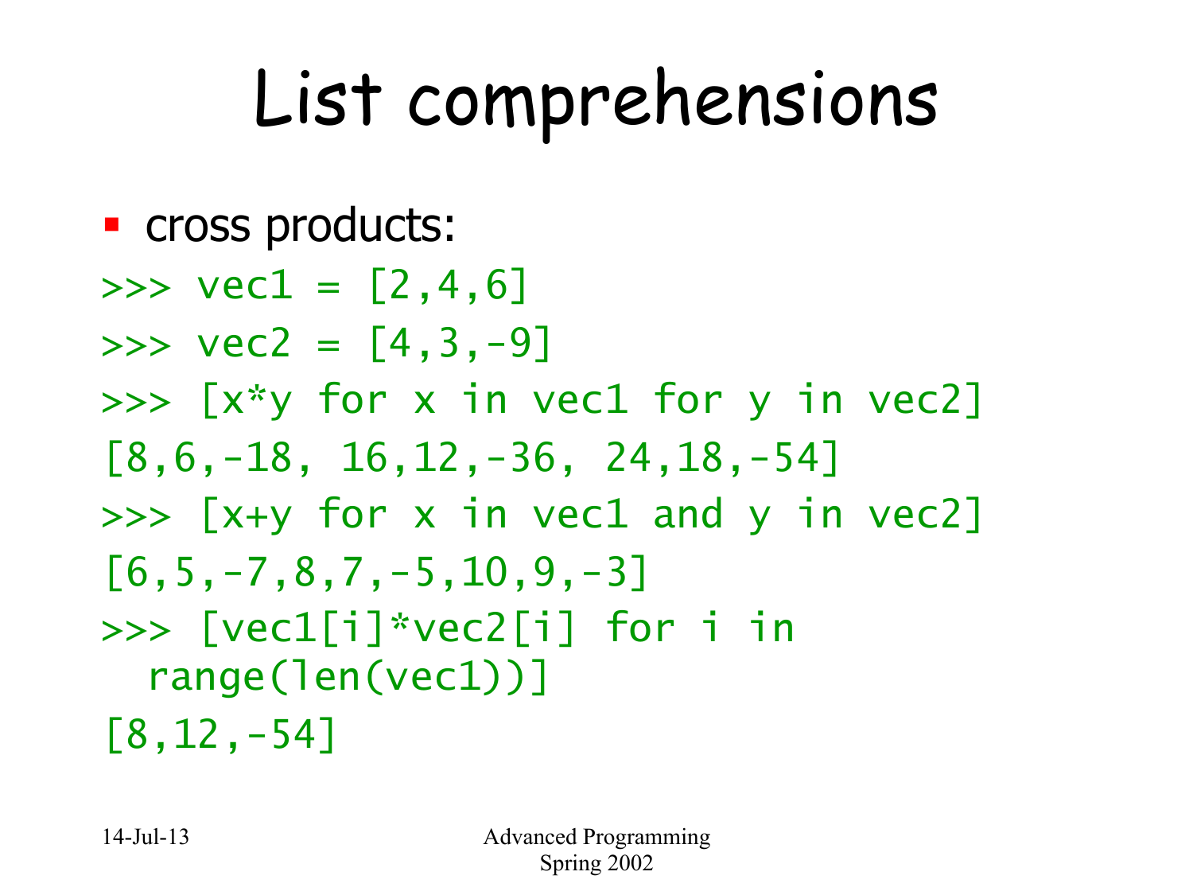# List comprehensions

- cross products:

```
>>> vec1 = [2,4,6]
>>> vec2 = [4,3,-9]
>>> [x*y for x in vec1 for y in vec2]
[8,6,-18, 16,12,-36, 24,18,-54]
>>> [x+y for x in vec1 and y in vec2]
[6,5,-7,8,7,-5,10,9,-3]
>>> [vec1[i]*vec2[i] for i in
  range(len(vec1))]
[8,12,-54]
```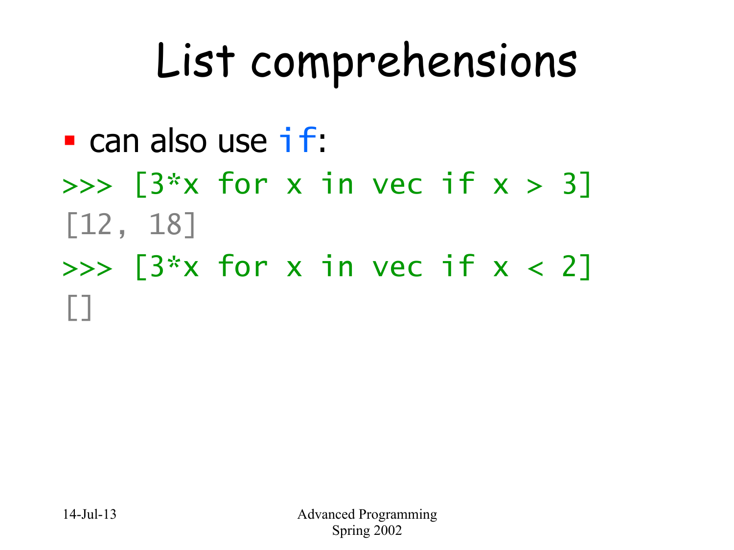# List comprehensions

- can also use `if`:

```
>>> [3*x for x in vec if x > 3]
[12, 18]
>>> [3*x for x in vec if x < 2]
[]
```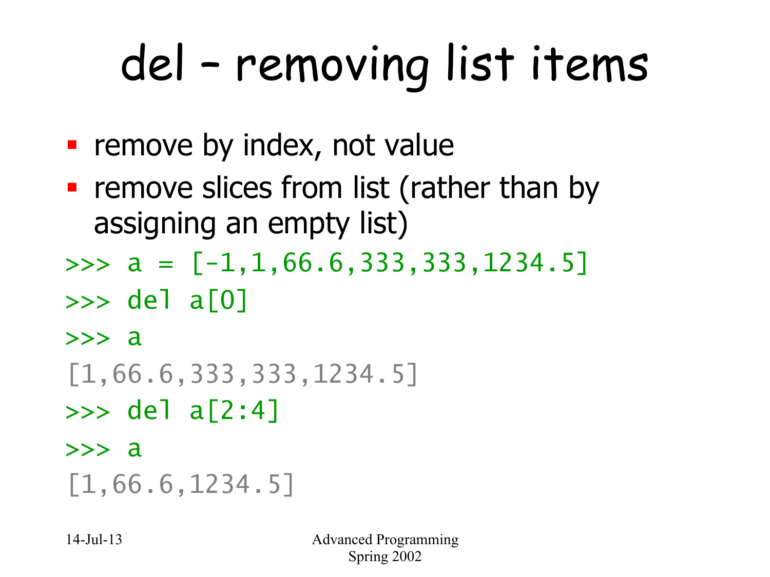# del – removing list items

- remove by index, not value
- remove slices from list (rather than by assigning an empty list)

```
>>> a = [-1,1,66.6,333,333,1234.5]
>>> del a[0]
>>> a
[1,66.6,333,333,1234.5]
>>> del a[2:4]
>>> a
[1,66.6,1234.5]
```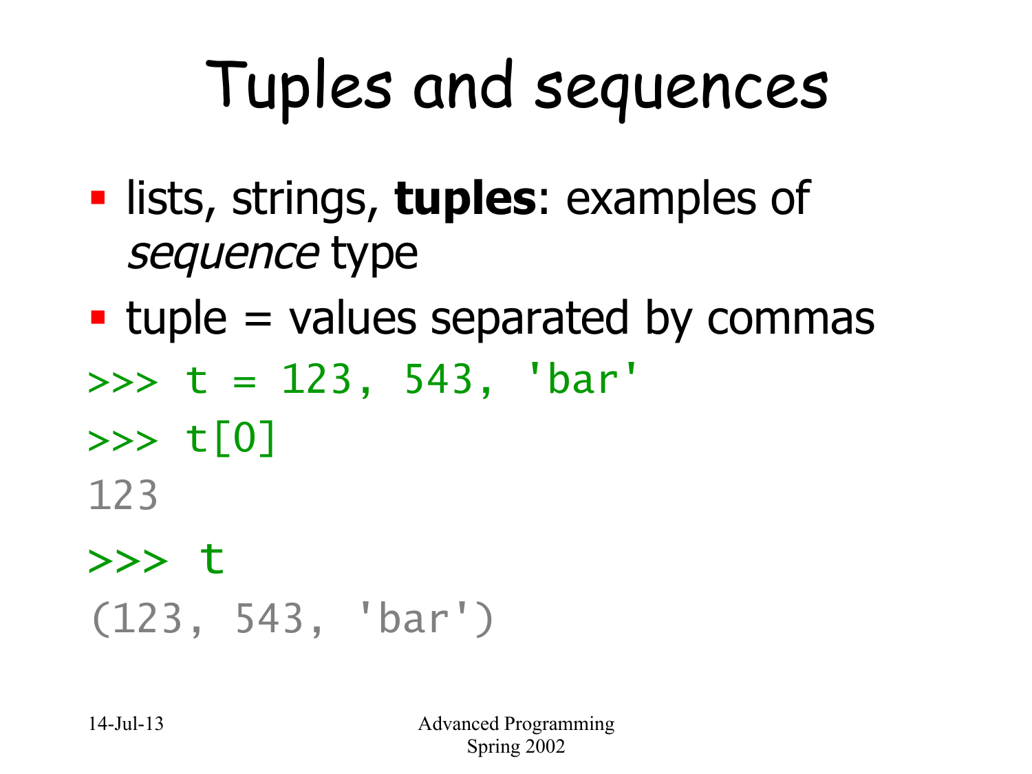# Tuples and sequences

- lists, strings, **tuples**: examples of *sequence* type
- tuple = values separated by commas

```
>>> t = 123, 543, 'bar'
>>> t[0]
123
>>> t
(123, 543, 'bar')
```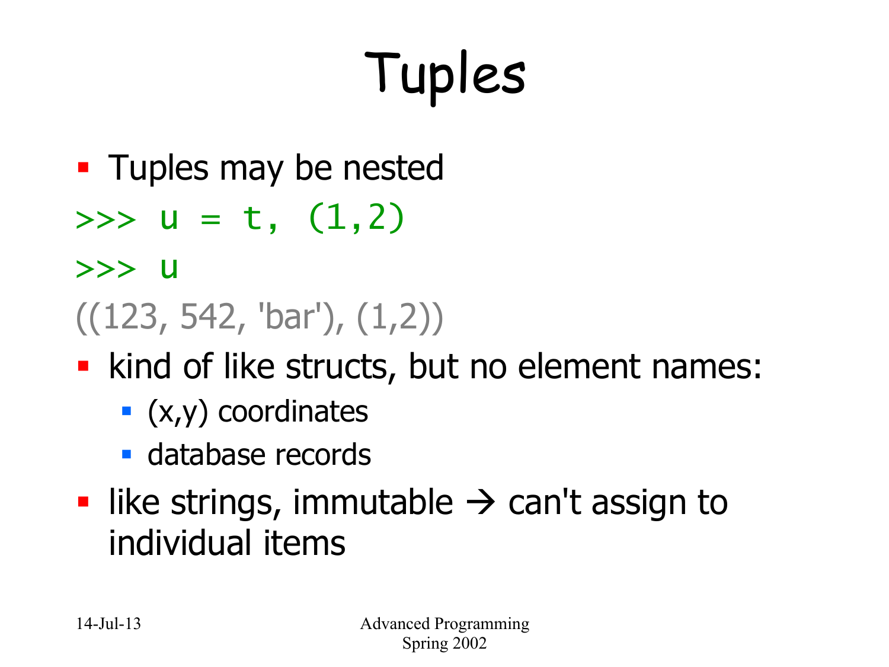# Tuples

- Tuples may be nested

```
>>> u = t, (1,2)
>>> u
((123, 542, 'bar'), (1,2))
```

- kind of like structs, but no element names:
  - (x,y) coordinates
  - database records
- like strings, immutable → can't assign to individual items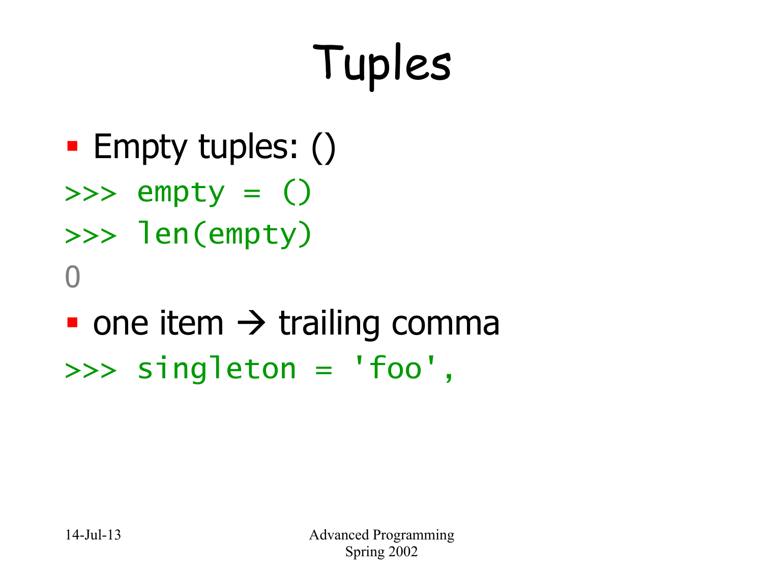# Tuples

- Empty tuples: ()

```
>>> empty = ()
>>> len(empty)
0
```

- one item → trailing comma

```
>>> singleton = 'foo',
```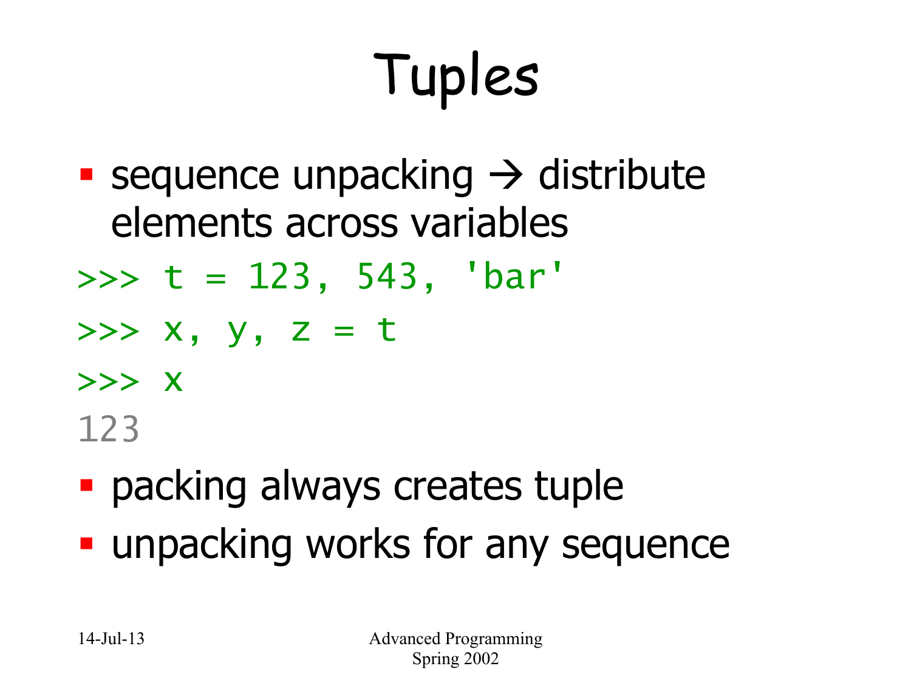# Tuples

- sequence unpacking → distribute elements across variables

```
>>> t = 123, 543, 'bar'
>>> x, y, z = t
>>> x
123
```

- packing always creates tuple
- unpacking works for any sequence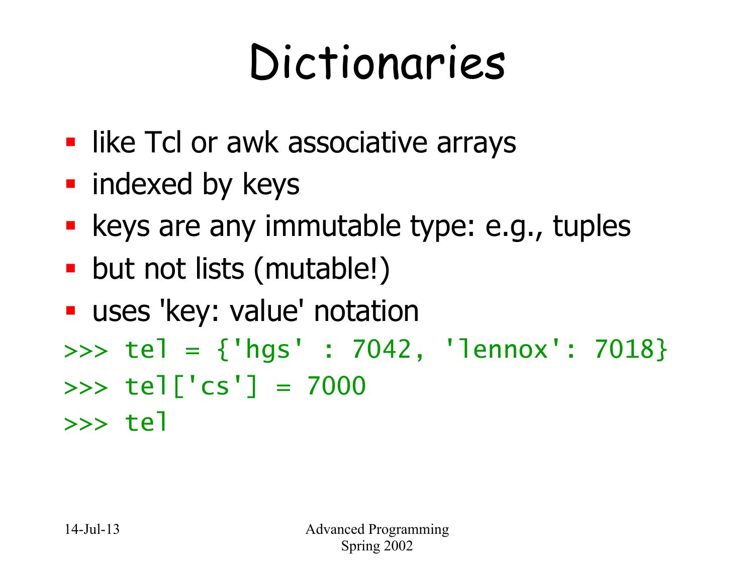# Dictionaries

- like Tcl or awk associative arrays
- indexed by keys
- keys are any immutable type: e.g., tuples
- but not lists (mutable!)
- uses 'key: value' notation

```
>>> tel = {'hgs' : 7042, 'lennox': 7018}
>>> tel['cs'] = 7000
>>> tel
```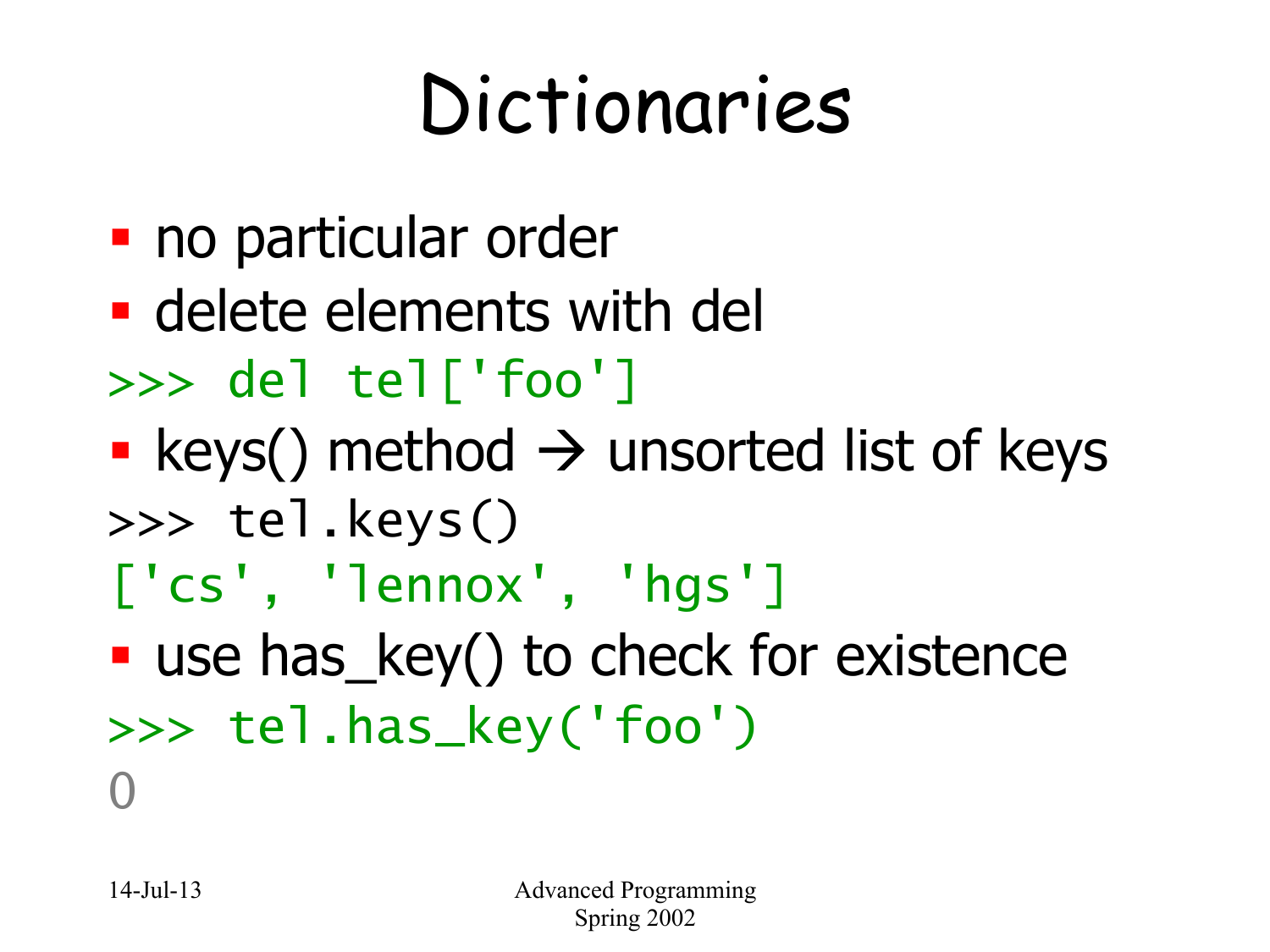# Dictionaries

- no particular order
- delete elements with del

```
>>> del tel['foo']
```

- keys() method → unsorted list of keys

```
>>> tel.keys()
['cs', 'lennox', 'hgs']
```

- use has_key() to check for existence

```
>>> tel.has_key('foo')
0
```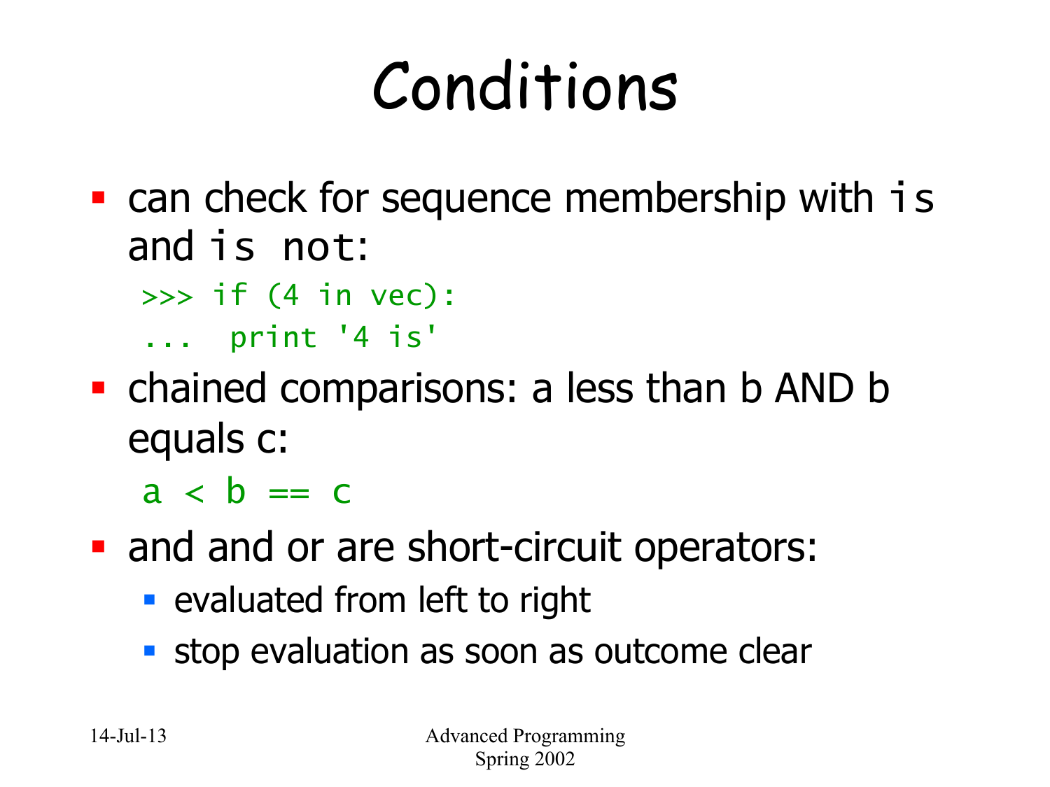# Conditions

- can check for sequence membership with `is` and `is not`:

```
>>> if (4 in vec):
...  print '4 is'
```

- chained comparisons: a less than b AND b equals c:

```
a < b == c
```

- and and or are short-circuit operators:
  - evaluated from left to right
  - stop evaluation as soon as outcome clear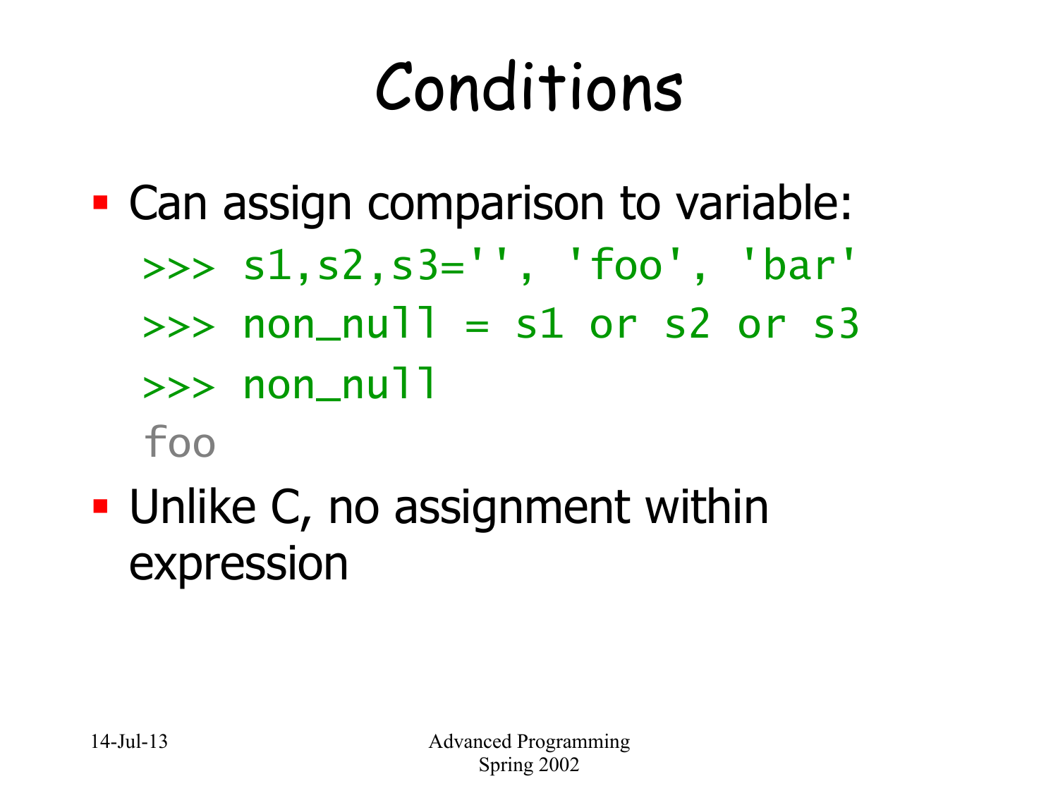# Conditions

- Can assign comparison to variable:

```
>>> s1,s2,s3='', 'foo', 'bar'
>>> non_null = s1 or s2 or s3
>>> non_null
foo
```

- Unlike C, no assignment within expression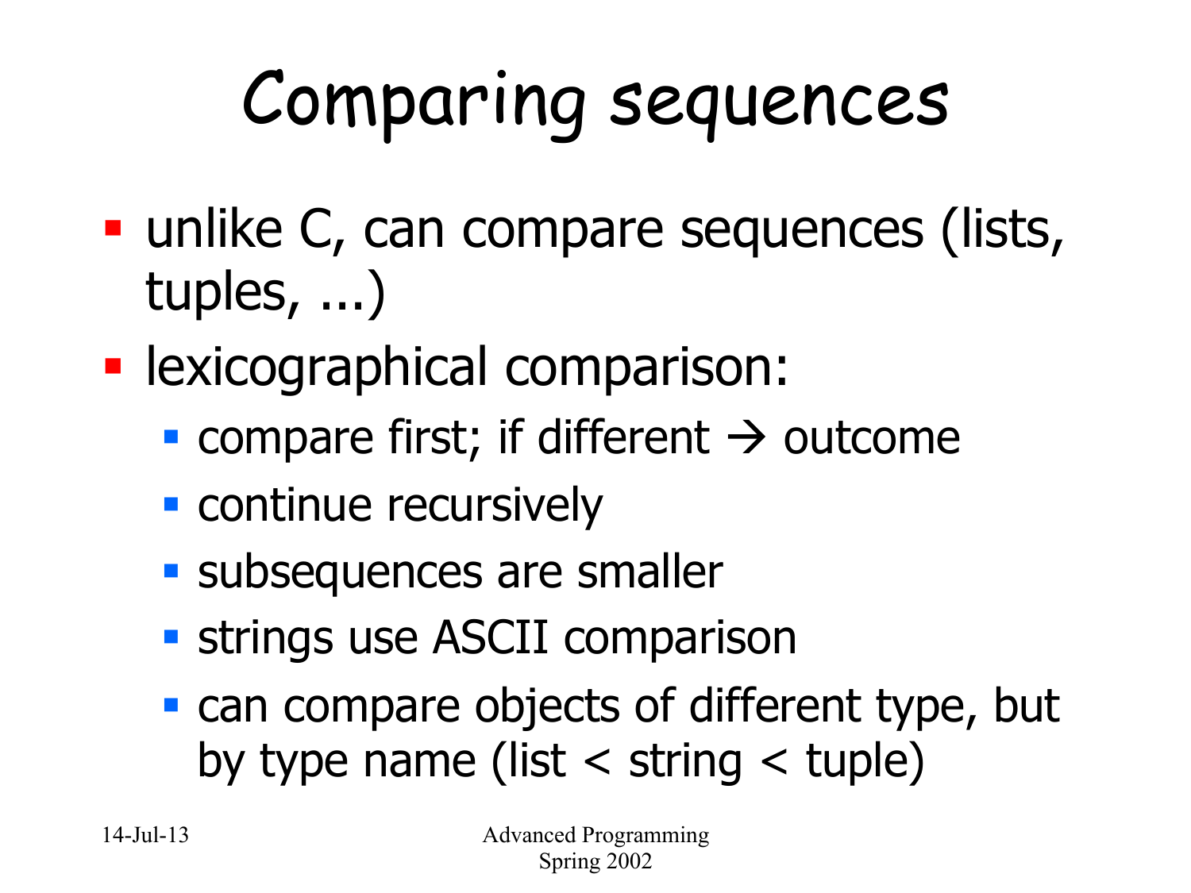# Comparing sequences

- unlike C, can compare sequences (lists, tuples, ...)
- lexicographical comparison:
  - compare first; if different → outcome
  - continue recursively
  - subsequences are smaller
  - strings use ASCII comparison
  - can compare objects of different type, but by type name (list < string < tuple)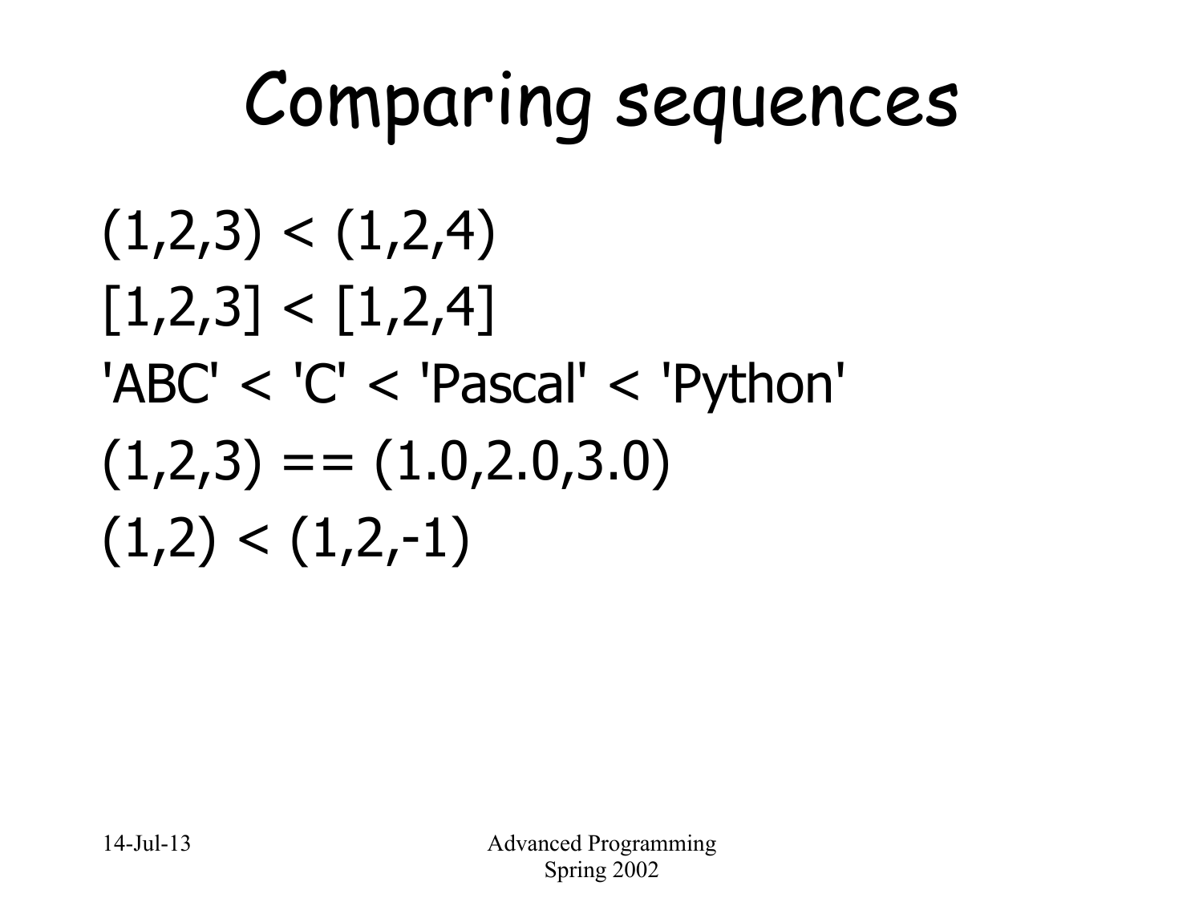# Comparing sequences

(1,2,3) < (1,2,4)

[1,2,3] < [1,2,4]

'ABC' < 'C' < 'Pascal' < 'Python'

(1,2,3) == (1.0,2.0,3.0)

(1,2) < (1,2,-1)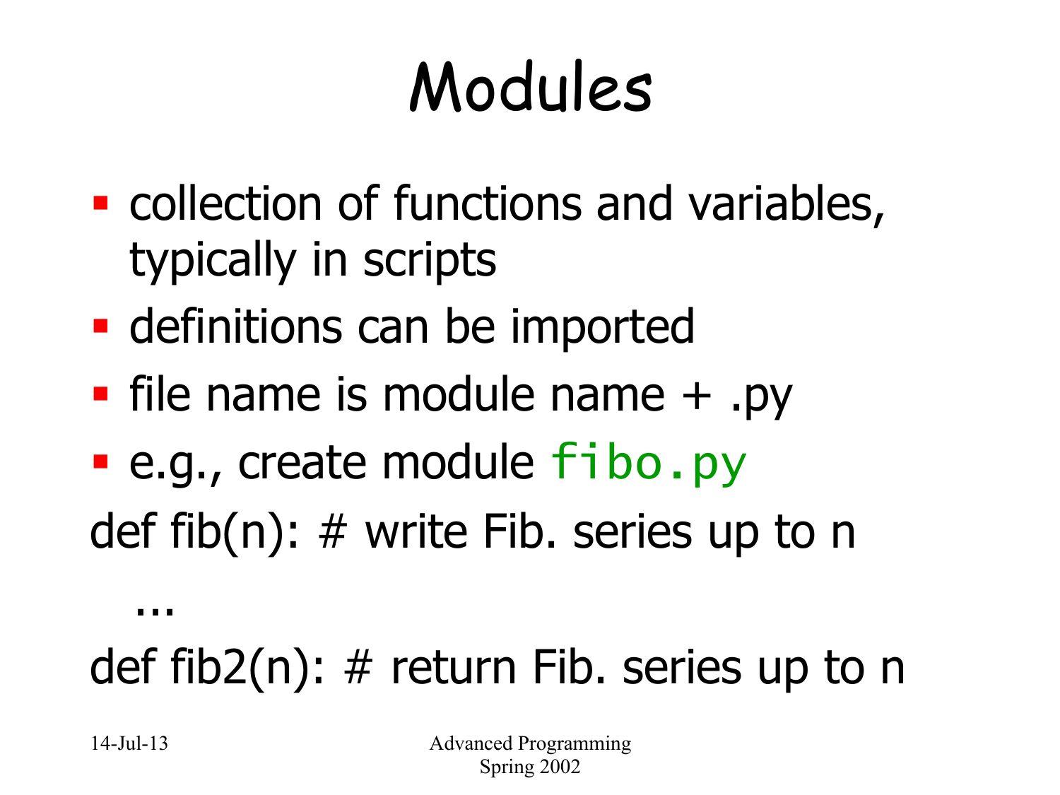# Modules

- collection of functions and variables, typically in scripts
- definitions can be imported
- file name is module name + .py
- e.g., create module `fibo.py`

```
def fib(n): # write Fib. series up to n
  ...
def fib2(n): # return Fib. series up to n
```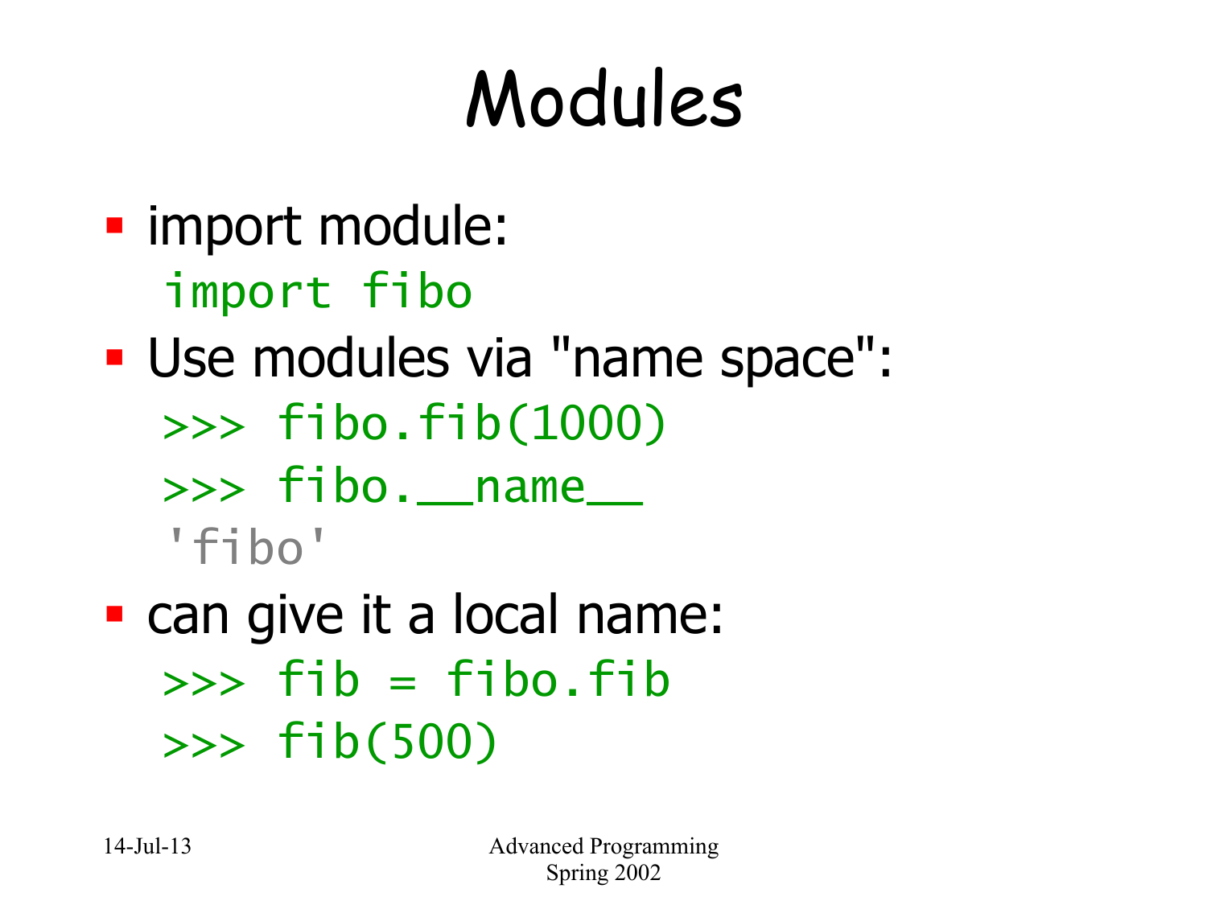# Modules

- import module:

```
import fibo
```

- Use modules via "name space":

```
>>> fibo.fib(1000)
>>> fibo.__name__
'fibo'
```

- can give it a local name:

```
>>> fib = fibo.fib
>>> fib(500)
```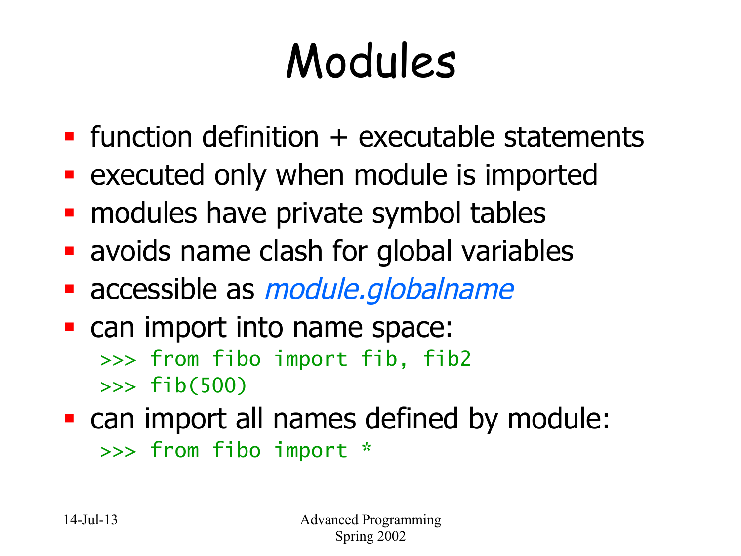# Modules

- function definition + executable statements
- executed only when module is imported
- modules have private symbol tables
- avoids name clash for global variables
- accessible as *module.globalname*
- can import into name space:

```
>>> from fibo import fib, fib2
>>> fib(500)
```

- can import all names defined by module:

```
>>> from fibo import *
```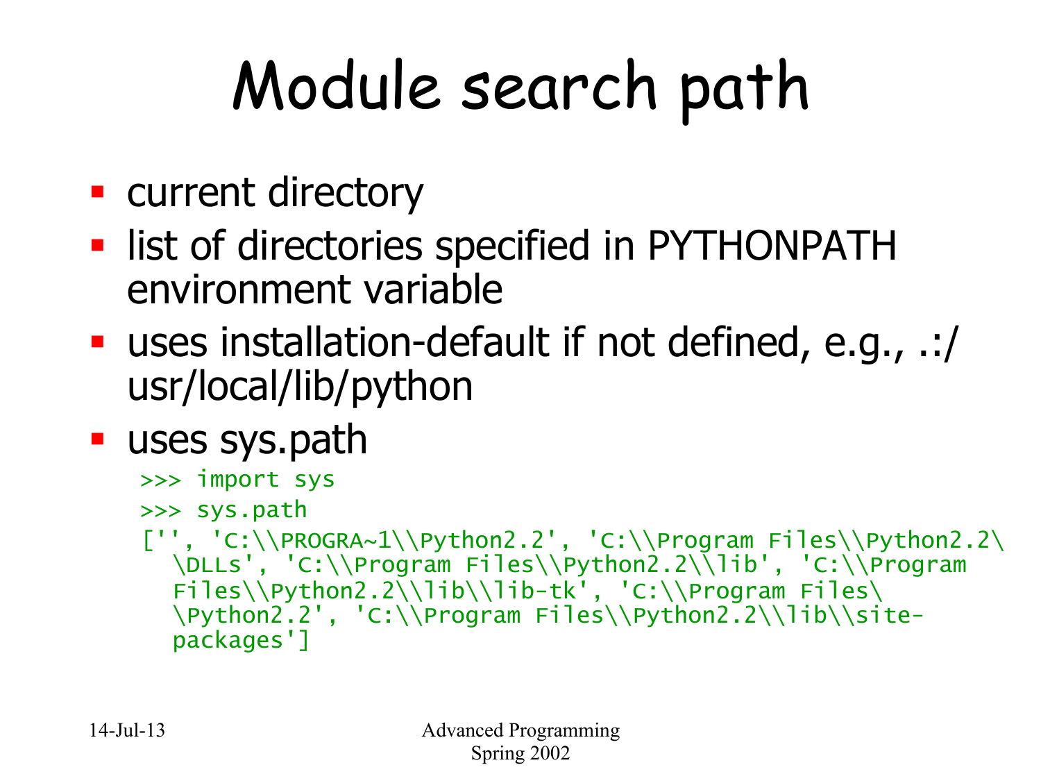# Module search path

- current directory
- list of directories specified in PYTHONPATH environment variable
- uses installation-default if not defined, e.g., .:/usr/local/lib/python
- uses sys.path

```
>>> import sys
>>> sys.path
['', 'C:\\PROGRA~1\\Python2.2', 'C:\\Program Files\\Python2.2\\DLLs', 'C:\\Program Files\\Python2.2\\lib', 'C:\\Program Files\\Python2.2\\lib\\lib-tk', 'C:\\Program Files\\Python2.2', 'C:\\Program Files\\Python2.2\\lib\\site-packages']
```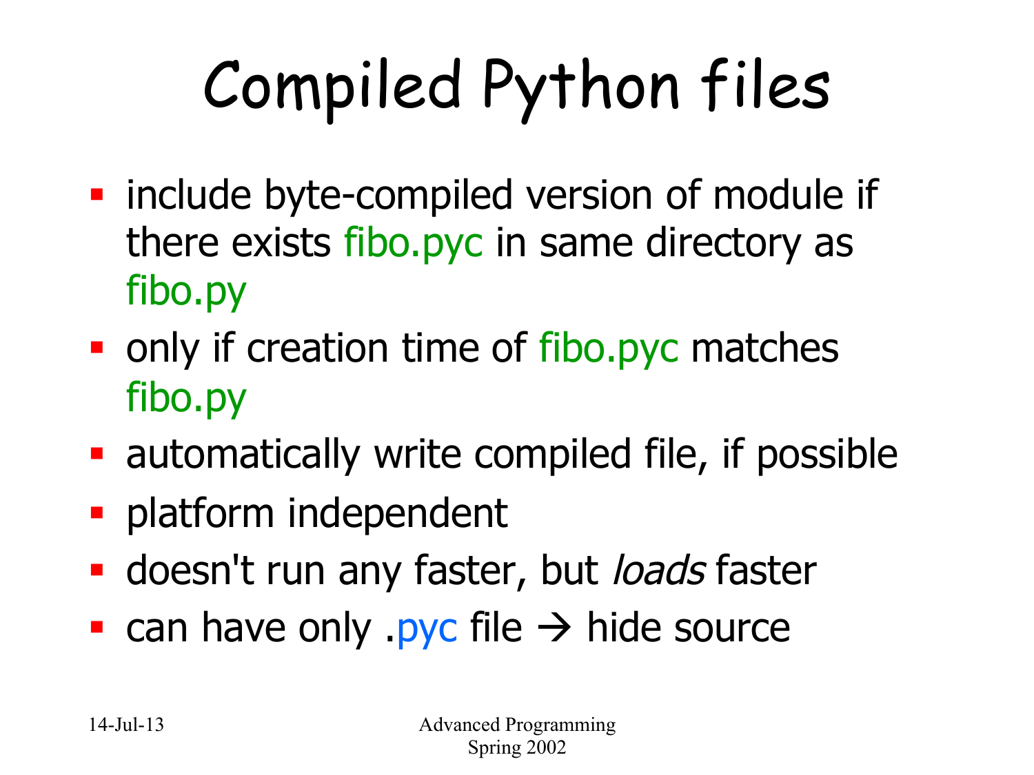# Compiled Python files

- include byte-compiled version of module if there exists fibo.pyc in same directory as fibo.py
- only if creation time of fibo.pyc matches fibo.py
- automatically write compiled file, if possible
- platform independent
- doesn't run any faster, but *loads* faster
- can have only .pyc file → hide source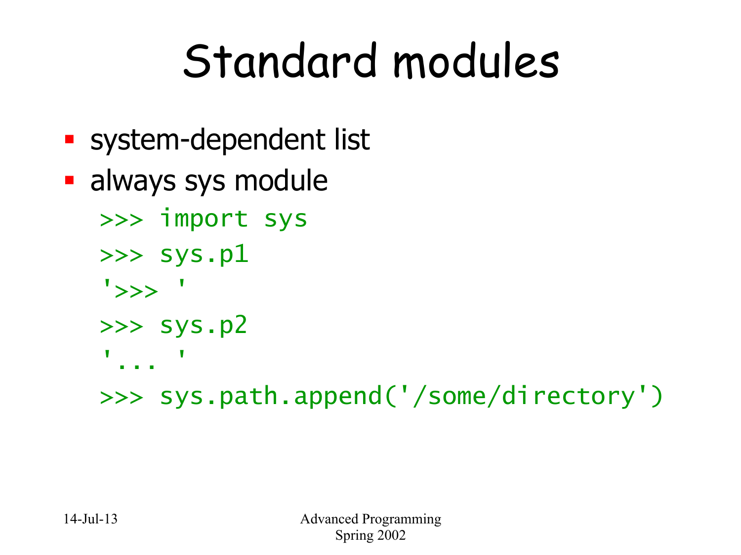# Standard modules

- system-dependent list
- always sys module

```
>>> import sys
>>> sys.p1
'>>> '
>>> sys.p2
'... '
>>> sys.path.append('/some/directory')
```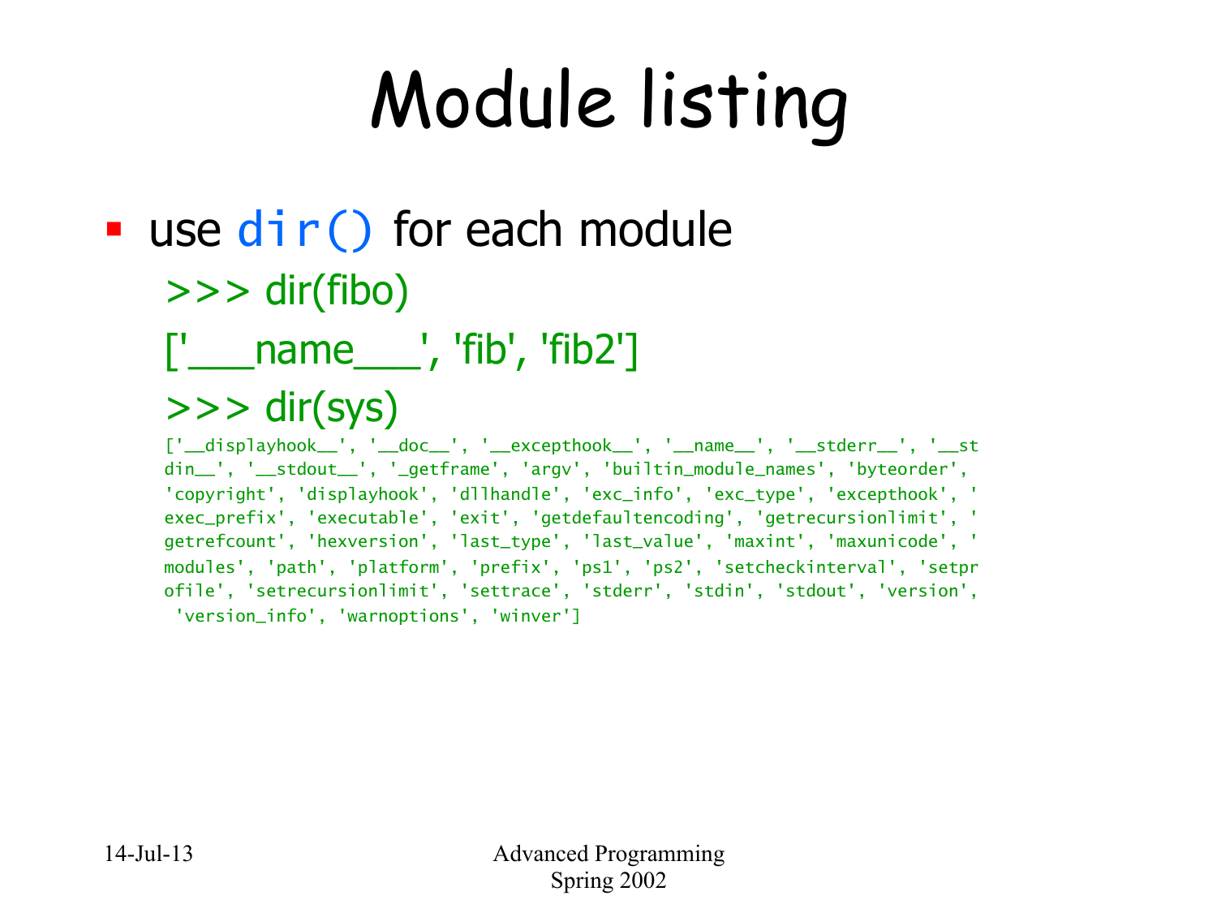# Module listing

- use `dir()` for each module

```
>>> dir(fibo)
['___name___', 'fib', 'fib2']
>>> dir(sys)
['__displayhook__', '__doc__', '__excepthook__', '__name__', '__stderr__', '__st
din__', '__stdout__', '_getframe', 'argv', 'builtin_module_names', 'byteorder',
'copyright', 'displayhook', 'dllhandle', 'exc_info', 'exc_type', 'excepthook', '
exec_prefix', 'executable', 'exit', 'getdefaultencoding', 'getrecursionlimit', '
getrefcount', 'hexversion', 'last_type', 'last_value', 'maxint', 'maxunicode', '
modules', 'path', 'platform', 'prefix', 'ps1', 'ps2', 'setcheckinterval', 'setpr
ofile', 'setrecursionlimit', 'settrace', 'stderr', 'stdin', 'stdout', 'version',
 'version_info', 'warnoptions', 'winver']
```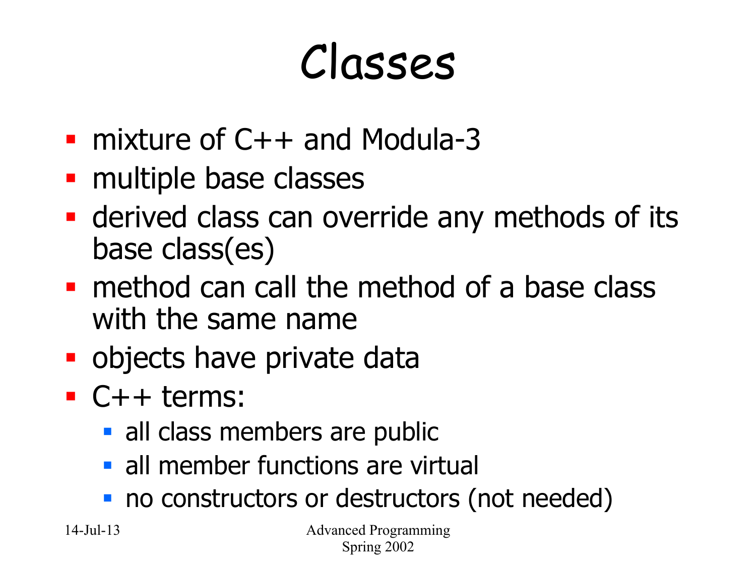# Classes

- mixture of C++ and Modula-3
- multiple base classes
- derived class can override any methods of its base class(es)
- method can call the method of a base class with the same name
- objects have private data
- C++ terms:
  - all class members are public
  - all member functions are virtual
  - no constructors or destructors (not needed)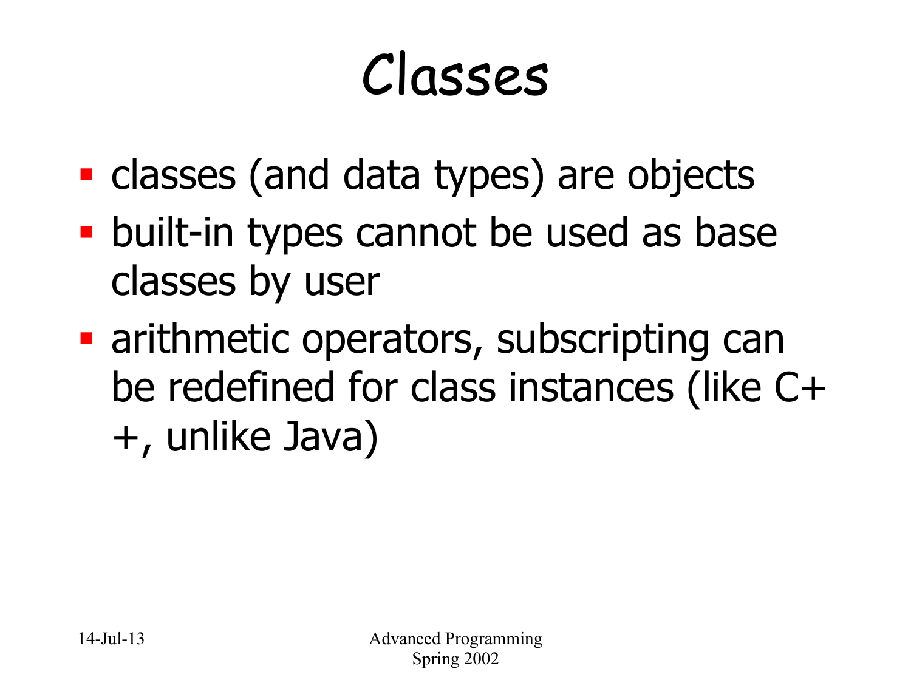# Classes

- classes (and data types) are objects
- built-in types cannot be used as base classes by user
- arithmetic operators, subscripting can be redefined for class instances (like C++, unlike Java)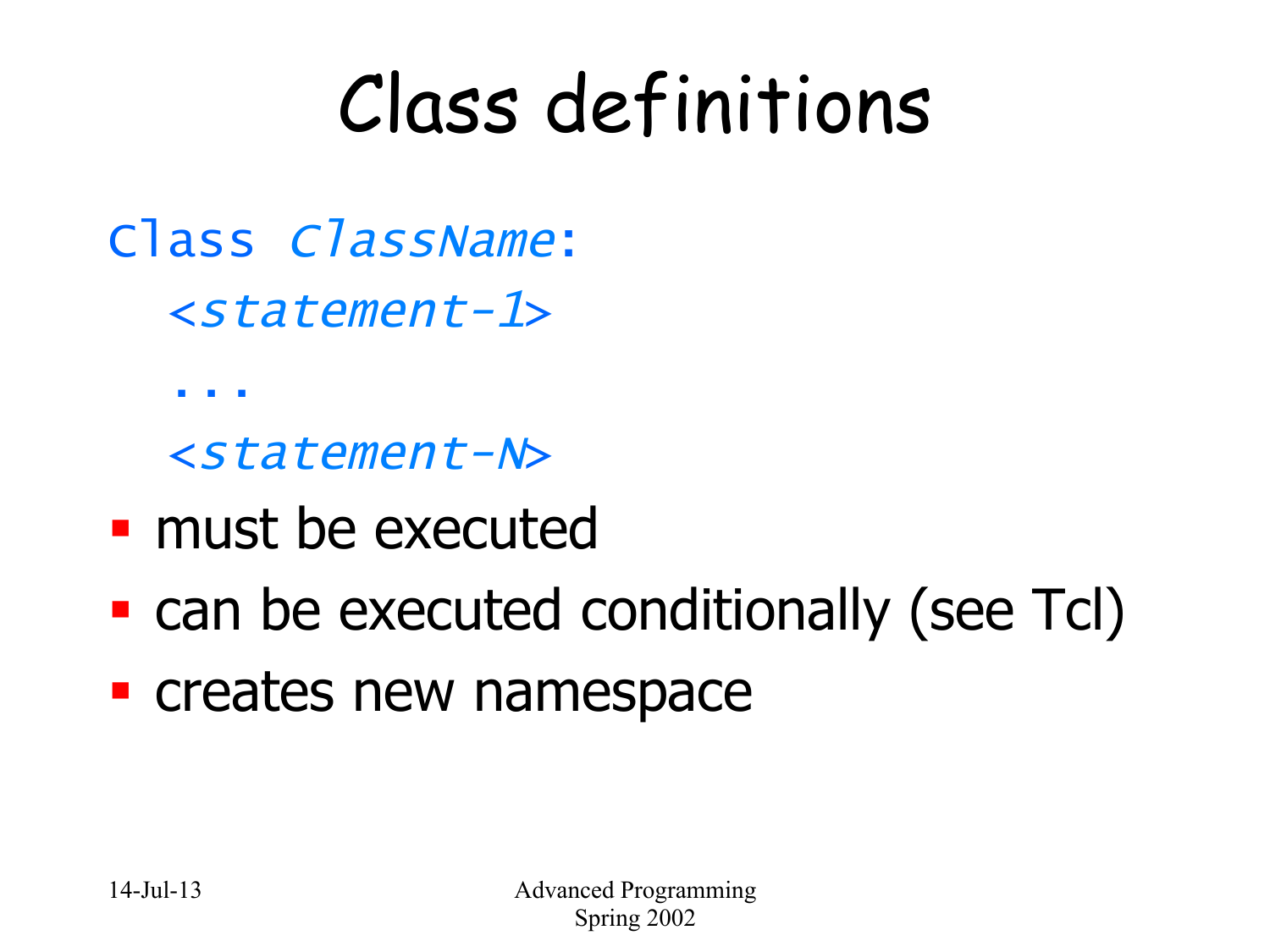# Class definitions

```
Class ClassName:
  <statement-1>
  ...
  <statement-N>
```

- must be executed
- can be executed conditionally (see Tcl)
- creates new namespace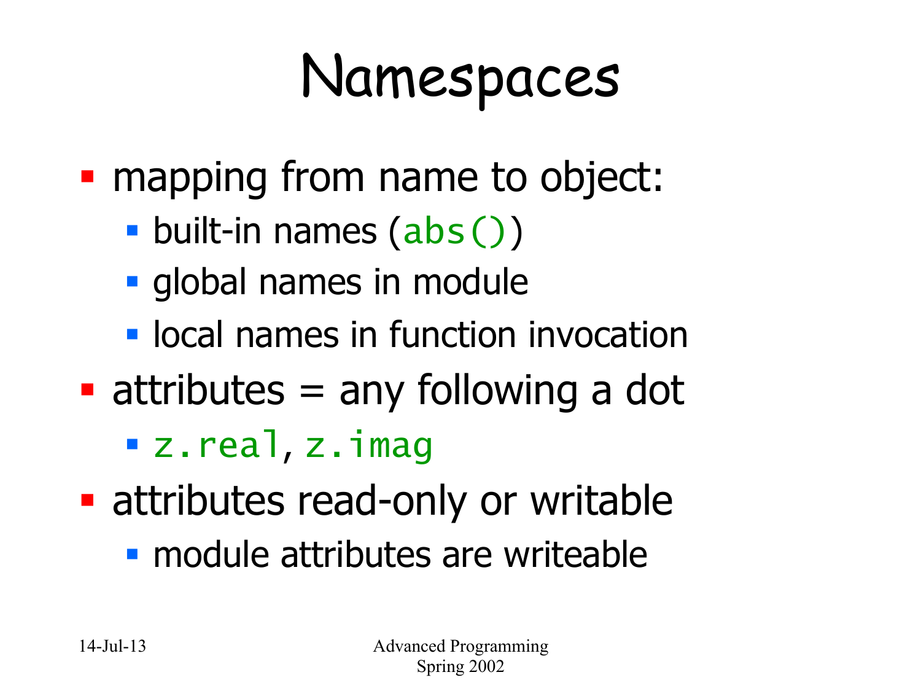# Namespaces

- mapping from name to object:
  - built-in names (`abs()`)
  - global names in module
  - local names in function invocation
- attributes = any following a dot
  - `z.real`, `z.imag`
- attributes read-only or writable
  - module attributes are writeable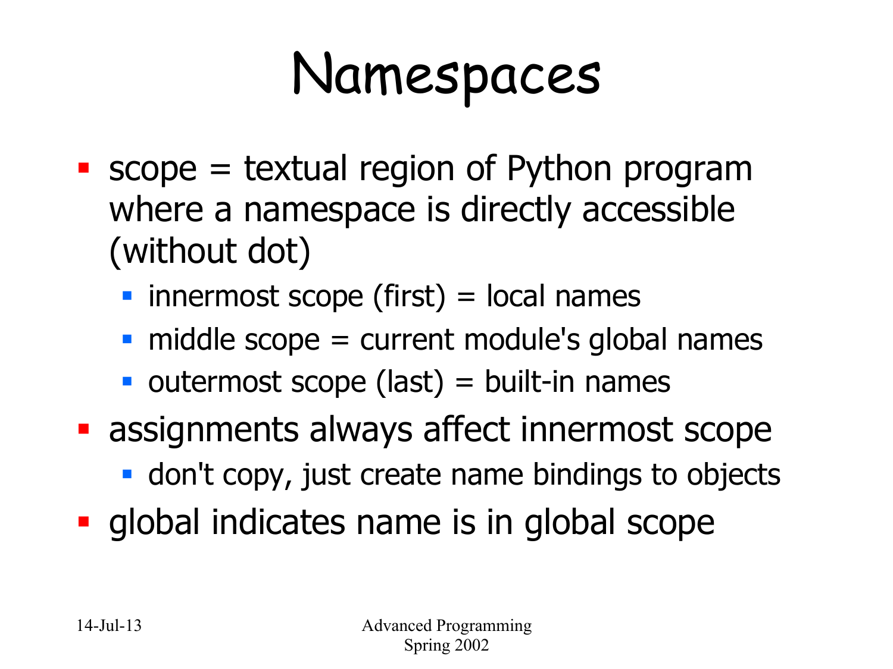# Namespaces

- scope = textual region of Python program where a namespace is directly accessible (without dot)
  - innermost scope (first) = local names
  - middle scope = current module's global names
  - outermost scope (last) = built-in names
- assignments always affect innermost scope
  - don't copy, just create name bindings to objects
- global indicates name is in global scope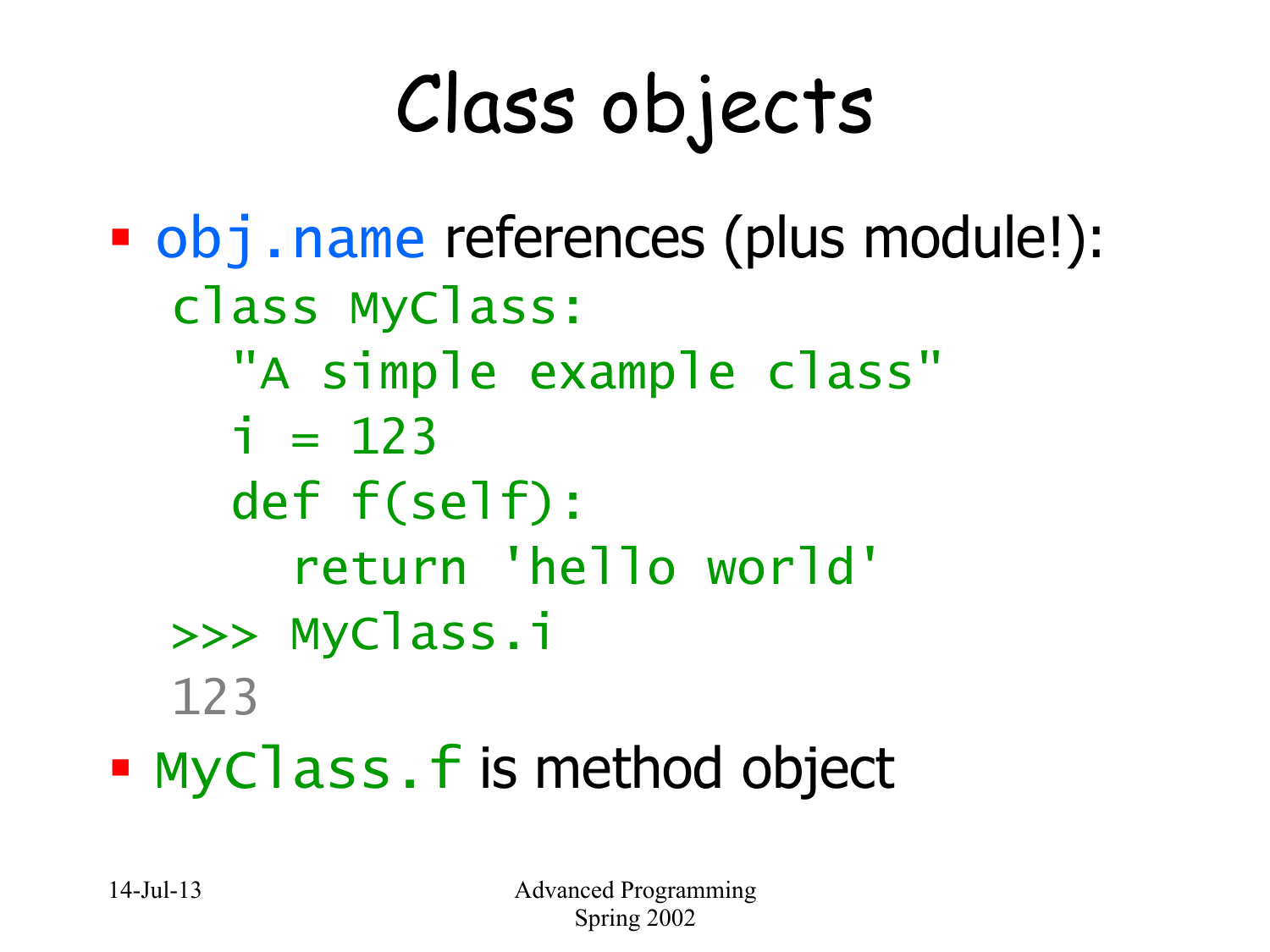# Class objects

- `obj.name` references (plus module!):

```
class MyClass:
  "A simple example class"
  i = 123
  def f(self):
    return 'hello world'
>>> MyClass.i
123
```

- `MyClass.f` is method object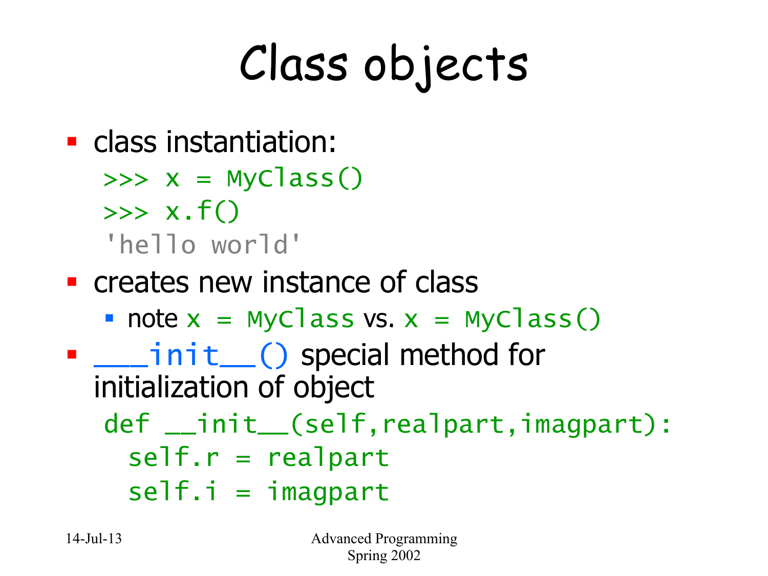# Class objects

- class instantiation:

```
>>> x = MyClass()
>>> x.f()
'hello world'
```

- creates new instance of class
  - note `x = MyClass` vs. `x = MyClass()`
- `___init__()` special method for initialization of object

```
def __init__(self,realpart,imagpart):
  self.r = realpart
  self.i = imagpart
```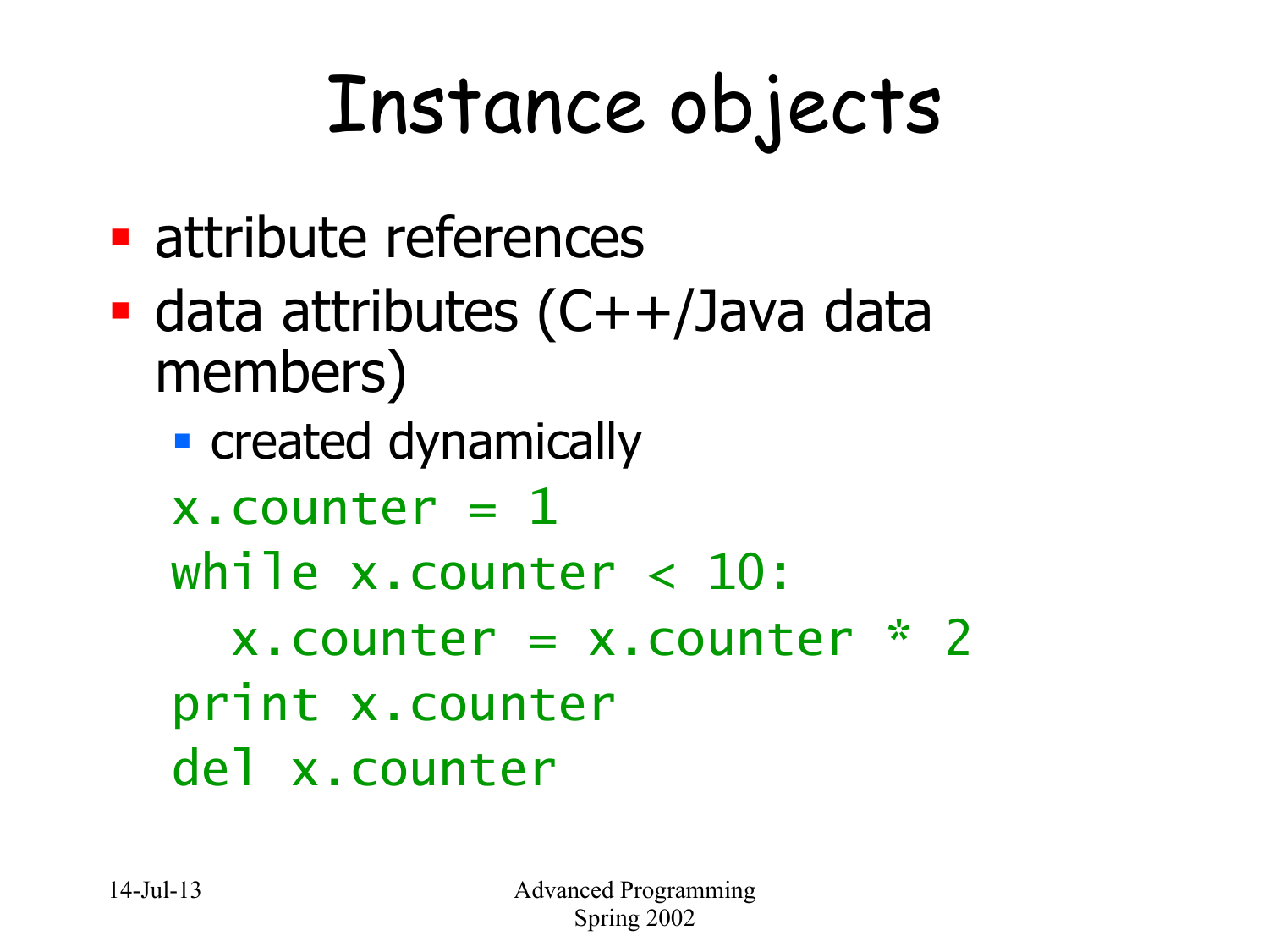# Instance objects

- attribute references
- data attributes (C++/Java data members)
  - created dynamically

```
x.counter = 1
while x.counter < 10:
  x.counter = x.counter * 2
print x.counter
del x.counter
```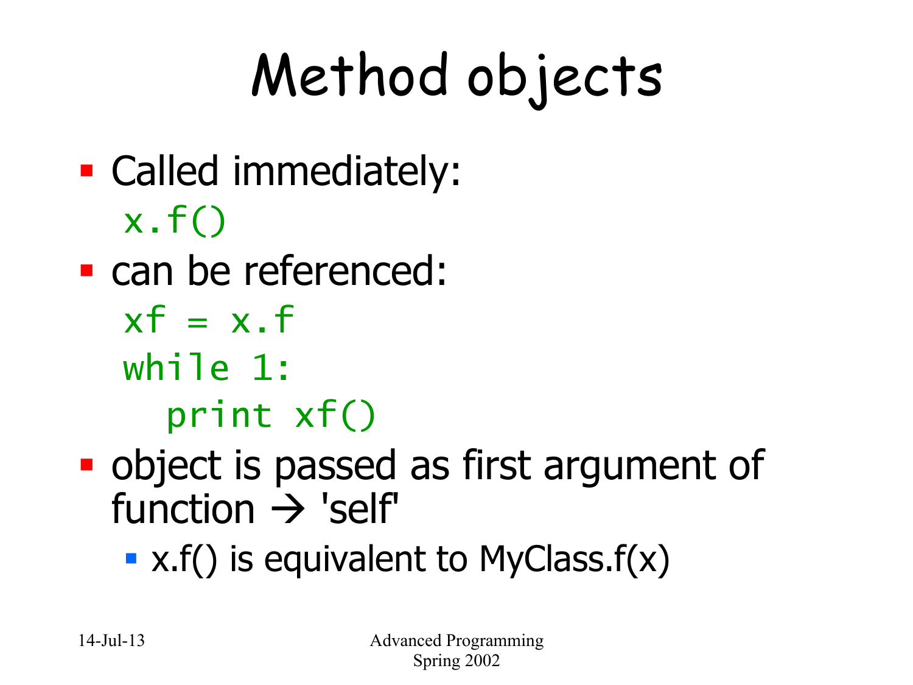# Method objects

- Called immediately:

```
x.f()
```

- can be referenced:

```
xf = x.f
while 1:
  print xf()
```

- object is passed as first argument of function → 'self'
  - x.f() is equivalent to MyClass.f(x)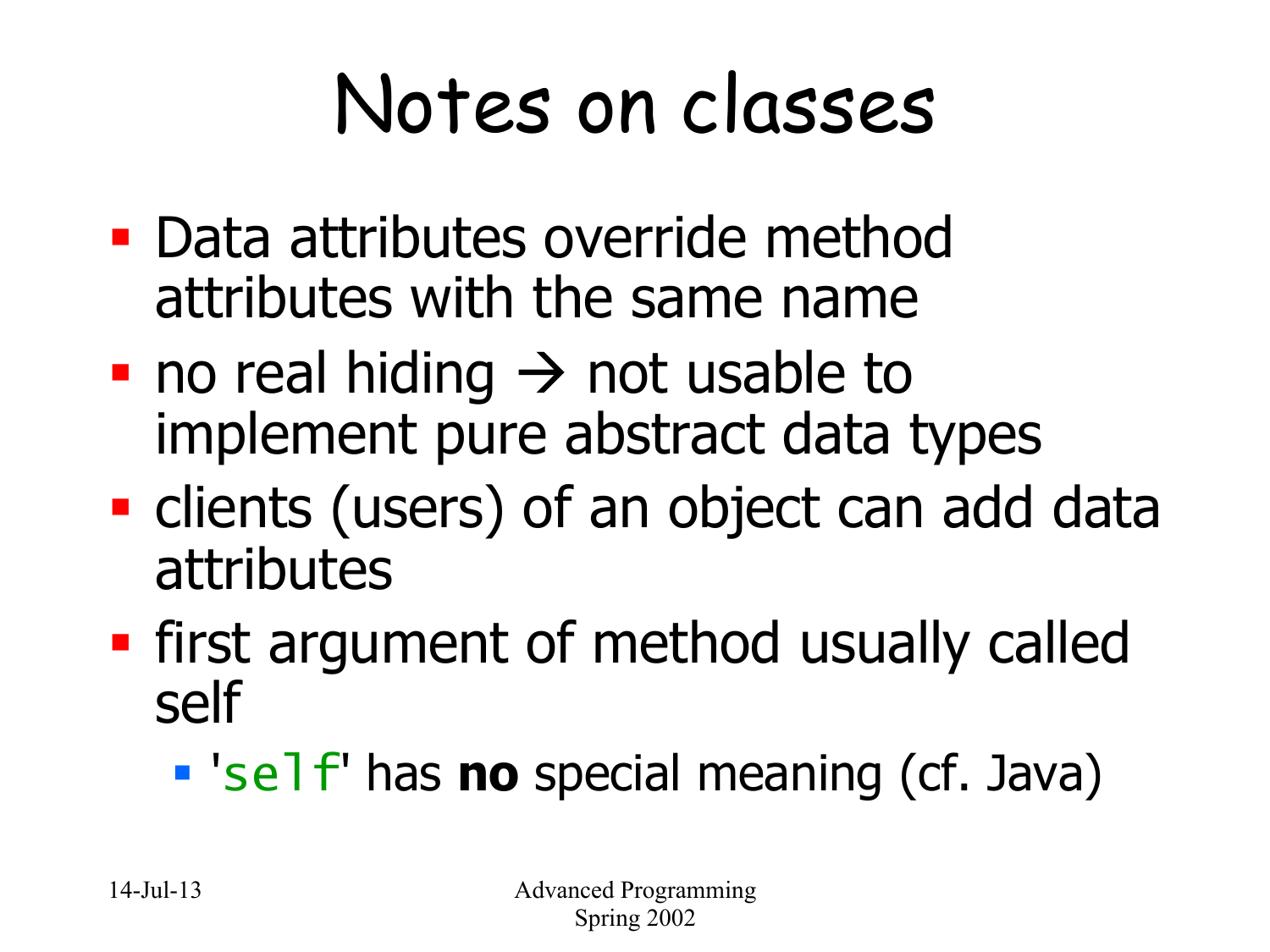# Notes on classes

- Data attributes override method attributes with the same name
- no real hiding → not usable to implement pure abstract data types
- clients (users) of an object can add data attributes
- first argument of method usually called self
  - '`self`' has **no** special meaning (cf. Java)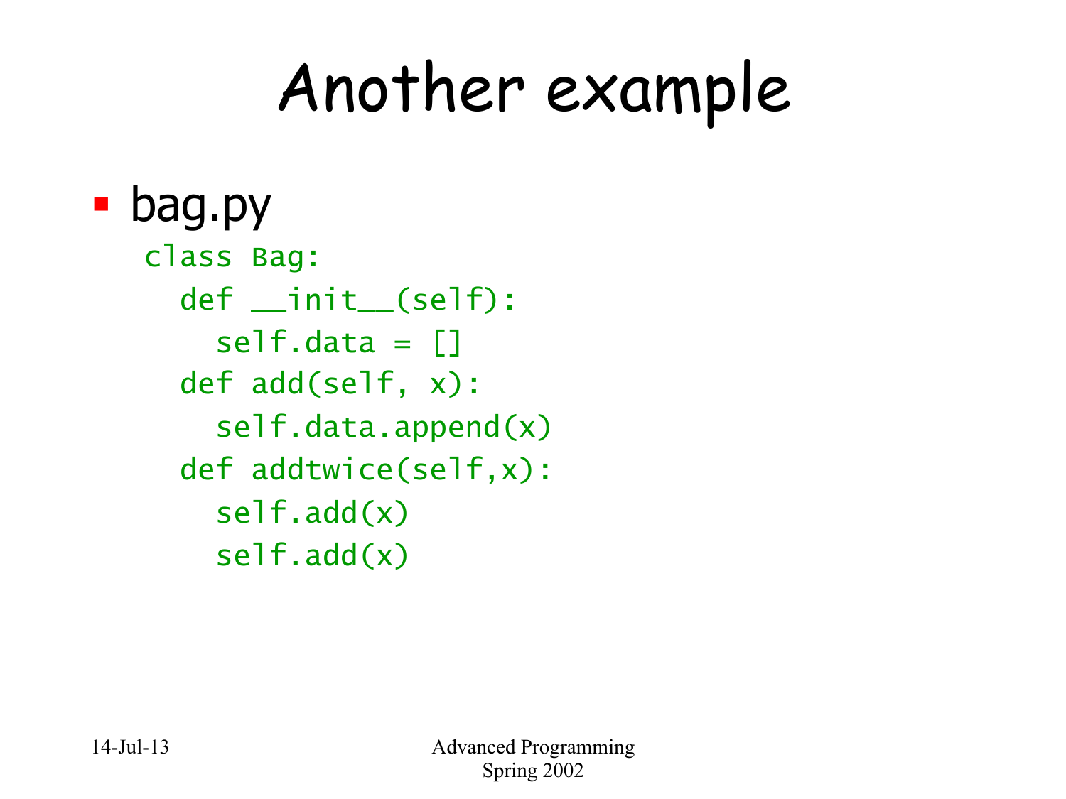# Another example

- bag.py

```
class Bag:
  def __init__(self):
    self.data = []
  def add(self, x):
    self.data.append(x)
  def addtwice(self,x):
    self.add(x)
    self.add(x)
```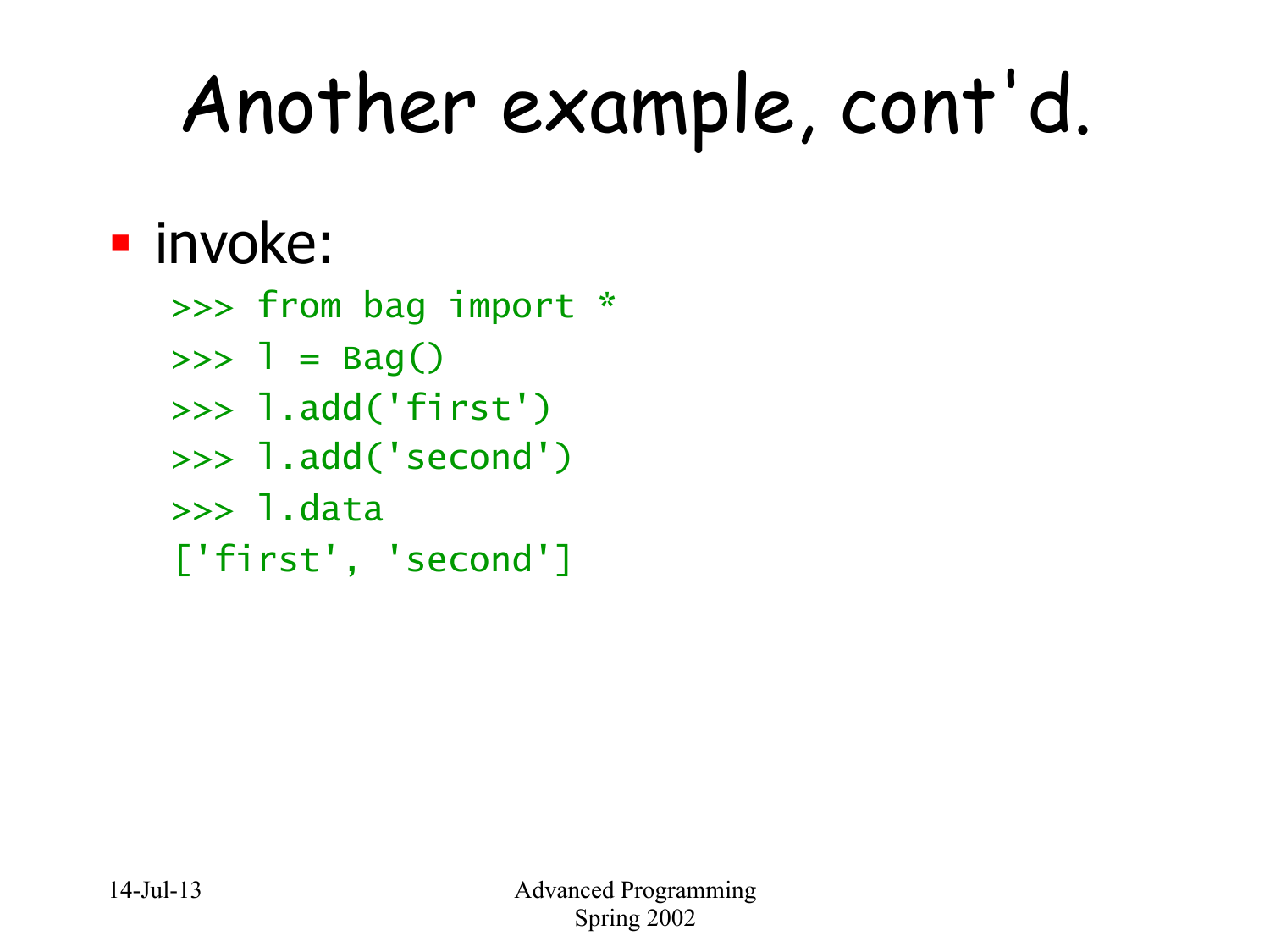# Another example, cont'd.

- invoke:

```
>>> from bag import *
>>> l = Bag()
>>> l.add('first')
>>> l.add('second')
>>> l.data
['first', 'second']
```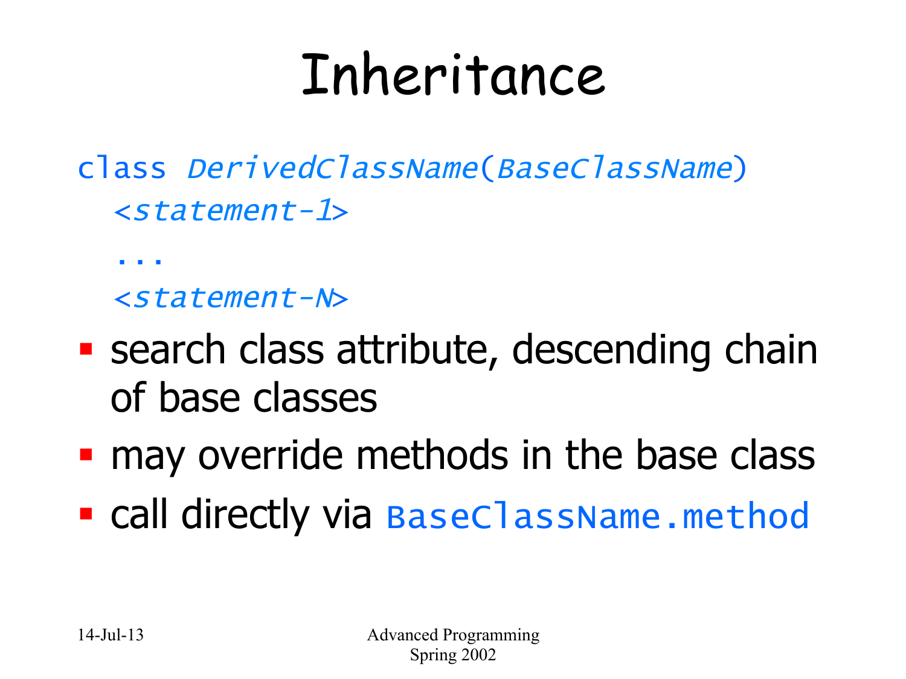# Inheritance

```
class DerivedClassName(BaseClassName)
  <statement-1>
  ...
  <statement-N>
```

- search class attribute, descending chain of base classes
- may override methods in the base class
- call directly via `BaseClassName.method`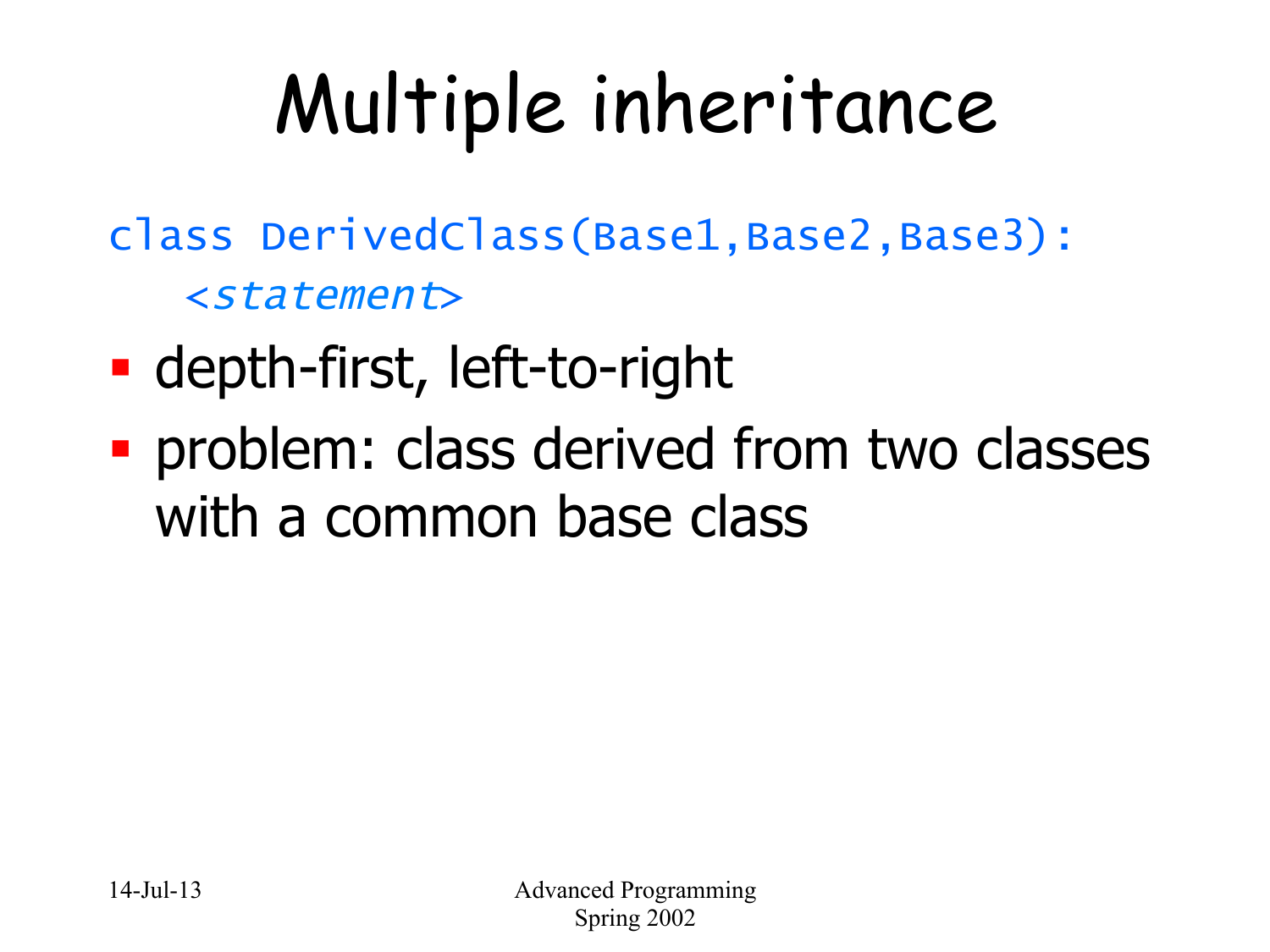# Multiple inheritance

```
class DerivedClass(Base1,Base2,Base3):
    <statement>
```

- depth-first, left-to-right
- problem: class derived from two classes with a common base class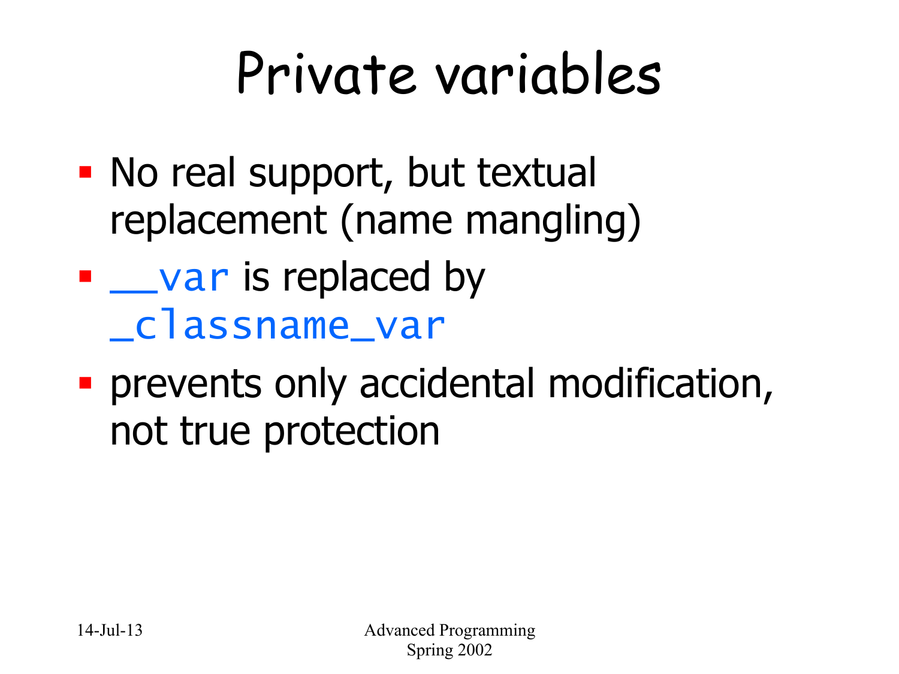# Private variables

- No real support, but textual replacement (name mangling)
- `__var` is replaced by `_classname_var`
- prevents only accidental modification, not true protection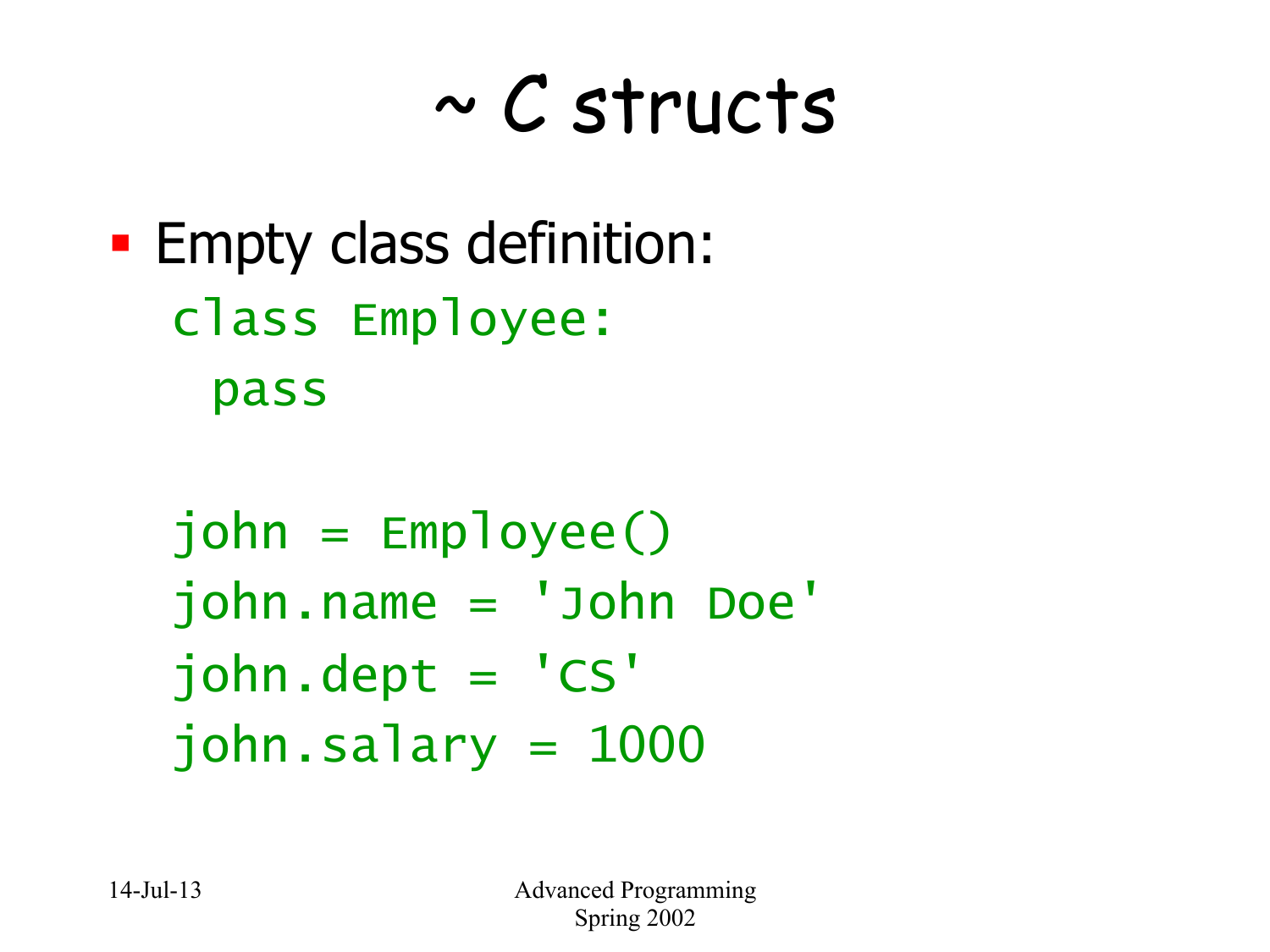# ~ C structs

- Empty class definition:

```
class Employee:
  pass

john = Employee()
john.name = 'John Doe'
john.dept = 'CS'
john.salary = 1000
```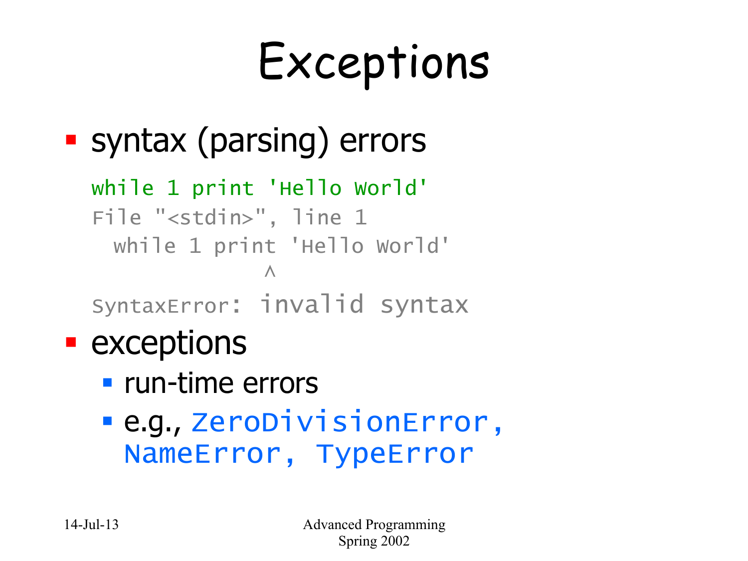# Exceptions

- syntax (parsing) errors

```
while 1 print 'Hello World'
File "<stdin>", line 1
  while 1 print 'Hello World'
              ^
SyntaxError: invalid syntax
```

- exceptions
  - run-time errors
  - e.g., `ZeroDivisionError, NameError, TypeError`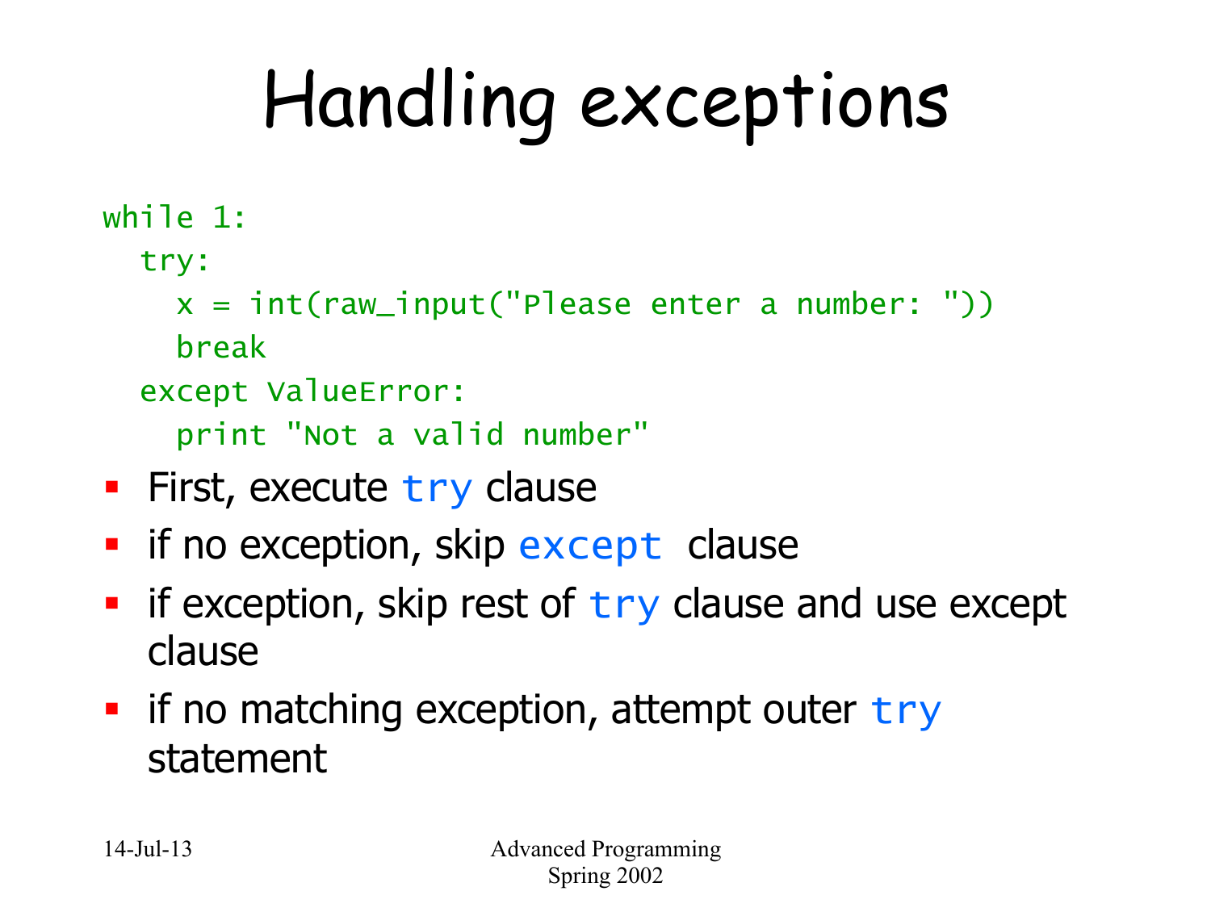# Handling exceptions

```
while 1:
  try:
    x = int(raw_input("Please enter a number: "))
    break
  except ValueError:
    print "Not a valid number"
```

- First, execute `try` clause
- if no exception, skip `except` clause
- if exception, skip rest of `try` clause and use except clause
- if no matching exception, attempt outer `try` statement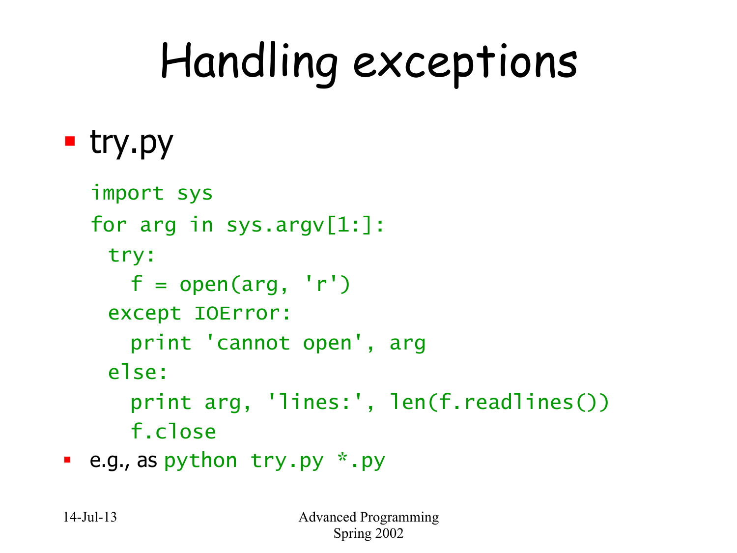# Handling exceptions

- try.py

```
import sys
for arg in sys.argv[1:]:
  try:
    f = open(arg, 'r')
  except IOError:
    print 'cannot open', arg
  else:
    print arg, 'lines:', len(f.readlines())
    f.close
```

- e.g., as `python try.py *.py`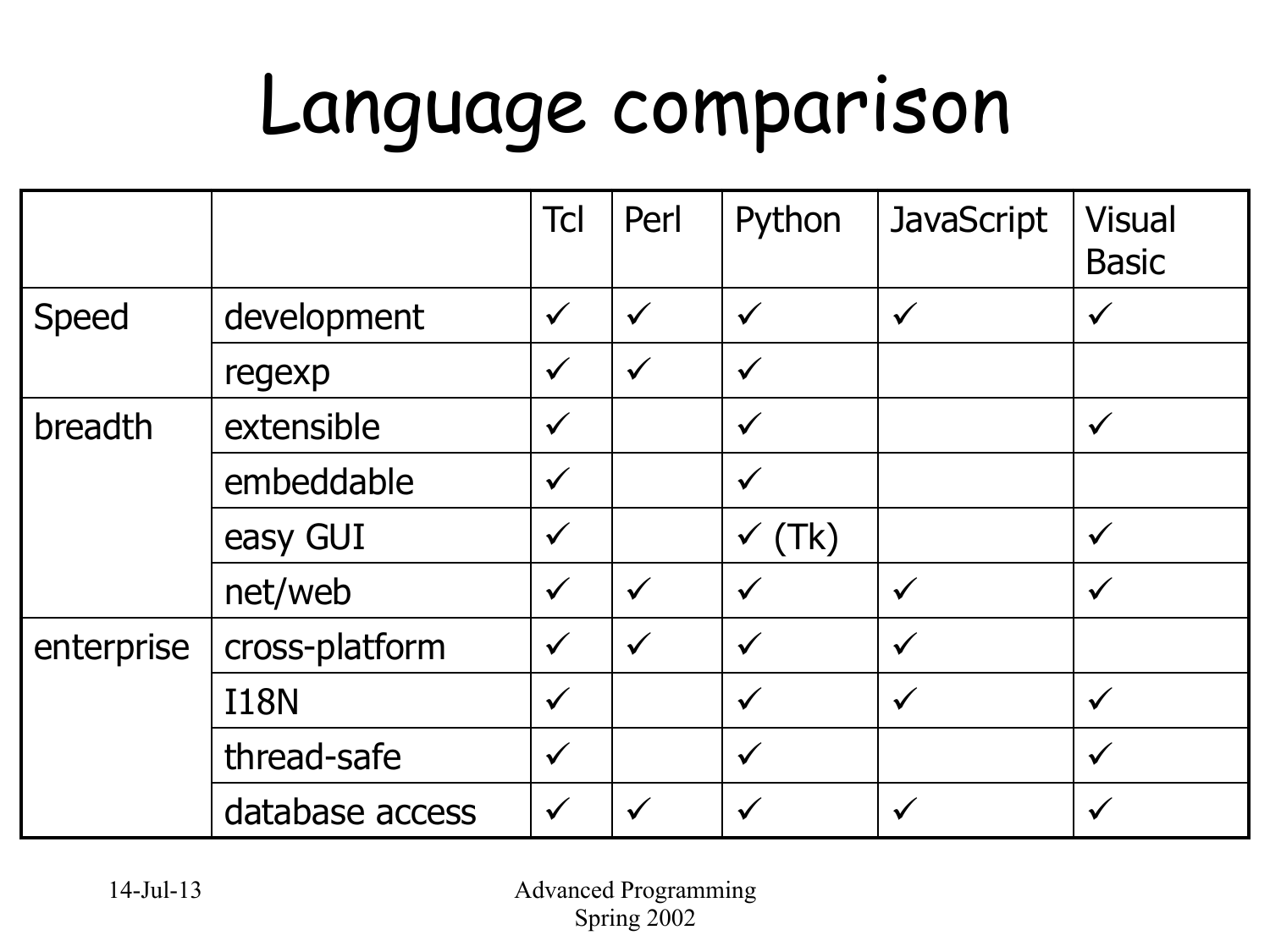# Language comparison

| | | Tcl | Perl | Python | JavaScript | Visual Basic |
|---|---|---|---|---|---|---|
| Speed | development | ✓ | ✓ | ✓ | ✓ | ✓ |
| | regexp | ✓ | ✓ | ✓ | | |
| breadth | extensible | ✓ | | ✓ | | ✓ |
| | embeddable | ✓ | | ✓ | | |
| | easy GUI | ✓ | | ✓ (Tk) | | ✓ |
| | net/web | ✓ | ✓ | ✓ | ✓ | ✓ |
| enterprise | cross-platform | ✓ | ✓ | ✓ | ✓ | |
| | I18N | ✓ | | ✓ | ✓ | ✓ |
| | thread-safe | ✓ | | ✓ | | ✓ |
| | database access | ✓ | ✓ | ✓ | ✓ | ✓ |